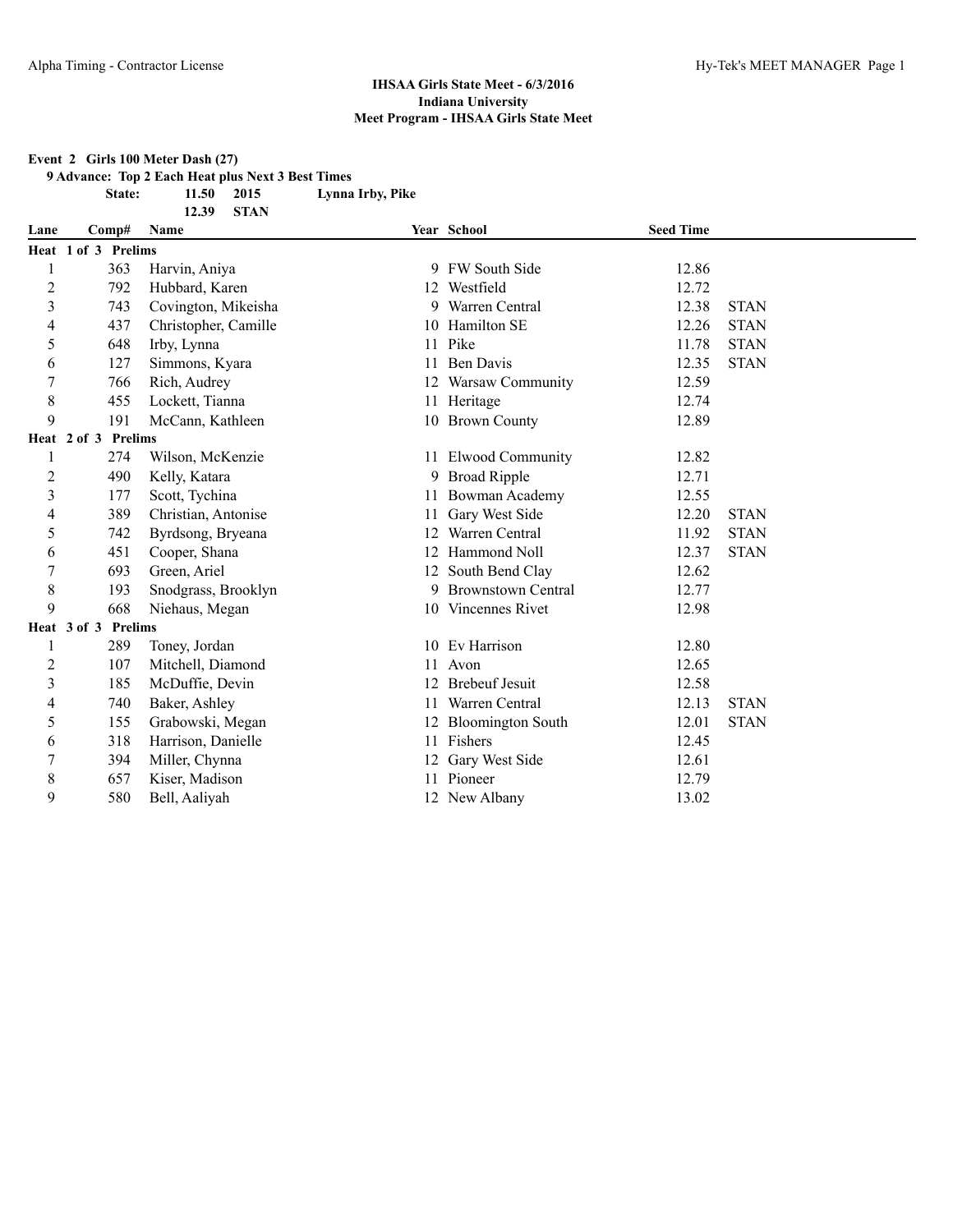## IHSAA Girls State Meet - 6/3/2016
## Indiana University
## Meet Program - IHSAA Girls State Meet

**Event 2 Girls 100 Meter Dash (27)**

**9 Advance: Top 2 Each Heat plus Next 3 Best Times**

**State: 11.50 2015 Lynna Irby, Pike**

**12.39 STAN**

| Lane | Comp# | Name | Year | School | Seed Time | |
|---|---|---|---|---|---|---|
| **Heat 1 of 3 Prelims** | | | | | | |
| 1 | 363 | Harvin, Aniya | 9 | FW South Side | 12.86 | |
| 2 | 792 | Hubbard, Karen | 12 | Westfield | 12.72 | |
| 3 | 743 | Covington, Mikeisha | 9 | Warren Central | 12.38 | STAN |
| 4 | 437 | Christopher, Camille | 10 | Hamilton SE | 12.26 | STAN |
| 5 | 648 | Irby, Lynna | 11 | Pike | 11.78 | STAN |
| 6 | 127 | Simmons, Kyara | 11 | Ben Davis | 12.35 | STAN |
| 7 | 766 | Rich, Audrey | 12 | Warsaw Community | 12.59 | |
| 8 | 455 | Lockett, Tianna | 11 | Heritage | 12.74 | |
| 9 | 191 | McCann, Kathleen | 10 | Brown County | 12.89 | |
| **Heat 2 of 3 Prelims** | | | | | | |
| 1 | 274 | Wilson, McKenzie | 11 | Elwood Community | 12.82 | |
| 2 | 490 | Kelly, Katara | 9 | Broad Ripple | 12.71 | |
| 3 | 177 | Scott, Tychina | 11 | Bowman Academy | 12.55 | |
| 4 | 389 | Christian, Antonise | 11 | Gary West Side | 12.20 | STAN |
| 5 | 742 | Byrdsong, Bryeana | 12 | Warren Central | 11.92 | STAN |
| 6 | 451 | Cooper, Shana | 12 | Hammond Noll | 12.37 | STAN |
| 7 | 693 | Green, Ariel | 12 | South Bend Clay | 12.62 | |
| 8 | 193 | Snodgrass, Brooklyn | 9 | Brownstown Central | 12.77 | |
| 9 | 668 | Niehaus, Megan | 10 | Vincennes Rivet | 12.98 | |
| **Heat 3 of 3 Prelims** | | | | | | |
| 1 | 289 | Toney, Jordan | 10 | Ev Harrison | 12.80 | |
| 2 | 107 | Mitchell, Diamond | 11 | Avon | 12.65 | |
| 3 | 185 | McDuffie, Devin | 12 | Brebeuf Jesuit | 12.58 | |
| 4 | 740 | Baker, Ashley | 11 | Warren Central | 12.13 | STAN |
| 5 | 155 | Grabowski, Megan | 12 | Bloomington South | 12.01 | STAN |
| 6 | 318 | Harrison, Danielle | 11 | Fishers | 12.45 | |
| 7 | 394 | Miller, Chynna | 12 | Gary West Side | 12.61 | |
| 8 | 657 | Kiser, Madison | 11 | Pioneer | 12.79 | |
| 9 | 580 | Bell, Aaliyah | 12 | New Albany | 13.02 | |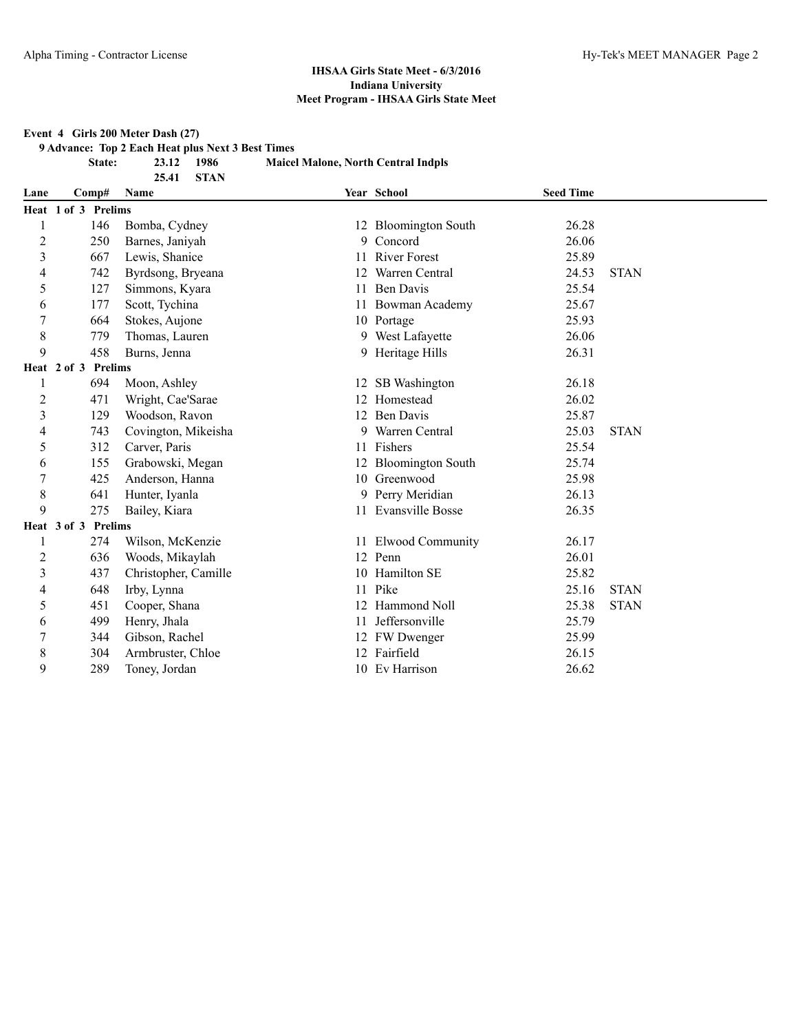**IHSAA Girls State Meet - 6/3/2016**
**Indiana University**
**Meet Program - IHSAA Girls State Meet**

**Event 4 Girls 200 Meter Dash (27)**

**9 Advance: Top 2 Each Heat plus Next 3 Best Times**

| | | | | |
|---|---|---|---|---|
| **State:** | **23.12** | **1986** | **Maicel Malone, North Central Indpls** | |
| | **25.41** | **STAN** | | |

| Lane | Comp# | Name | Year | School | Seed Time | |
|---|---|---|---|---|---|---|
| **Heat 1 of 3 Prelims** | | | | | | |
| 1 | 146 | Bomba, Cydney | 12 | Bloomington South | 26.28 | |
| 2 | 250 | Barnes, Janiyah | 9 | Concord | 26.06 | |
| 3 | 667 | Lewis, Shanice | 11 | River Forest | 25.89 | |
| 4 | 742 | Byrdsong, Bryeana | 12 | Warren Central | 24.53 | STAN |
| 5 | 127 | Simmons, Kyara | 11 | Ben Davis | 25.54 | |
| 6 | 177 | Scott, Tychina | 11 | Bowman Academy | 25.67 | |
| 7 | 664 | Stokes, Aujone | 10 | Portage | 25.93 | |
| 8 | 779 | Thomas, Lauren | 9 | West Lafayette | 26.06 | |
| 9 | 458 | Burns, Jenna | 9 | Heritage Hills | 26.31 | |
| **Heat 2 of 3 Prelims** | | | | | | |
| 1 | 694 | Moon, Ashley | 12 | SB Washington | 26.18 | |
| 2 | 471 | Wright, Cae'Sarae | 12 | Homestead | 26.02 | |
| 3 | 129 | Woodson, Ravon | 12 | Ben Davis | 25.87 | |
| 4 | 743 | Covington, Mikeisha | 9 | Warren Central | 25.03 | STAN |
| 5 | 312 | Carver, Paris | 11 | Fishers | 25.54 | |
| 6 | 155 | Grabowski, Megan | 12 | Bloomington South | 25.74 | |
| 7 | 425 | Anderson, Hanna | 10 | Greenwood | 25.98 | |
| 8 | 641 | Hunter, Iyanla | 9 | Perry Meridian | 26.13 | |
| 9 | 275 | Bailey, Kiara | 11 | Evansville Bosse | 26.35 | |
| **Heat 3 of 3 Prelims** | | | | | | |
| 1 | 274 | Wilson, McKenzie | 11 | Elwood Community | 26.17 | |
| 2 | 636 | Woods, Mikaylah | 12 | Penn | 26.01 | |
| 3 | 437 | Christopher, Camille | 10 | Hamilton SE | 25.82 | |
| 4 | 648 | Irby, Lynna | 11 | Pike | 25.16 | STAN |
| 5 | 451 | Cooper, Shana | 12 | Hammond Noll | 25.38 | STAN |
| 6 | 499 | Henry, Jhala | 11 | Jeffersonville | 25.79 | |
| 7 | 344 | Gibson, Rachel | 12 | FW Dwenger | 25.99 | |
| 8 | 304 | Armbruster, Chloe | 12 | Fairfield | 26.15 | |
| 9 | 289 | Toney, Jordan | 10 | Ev Harrison | 26.62 | |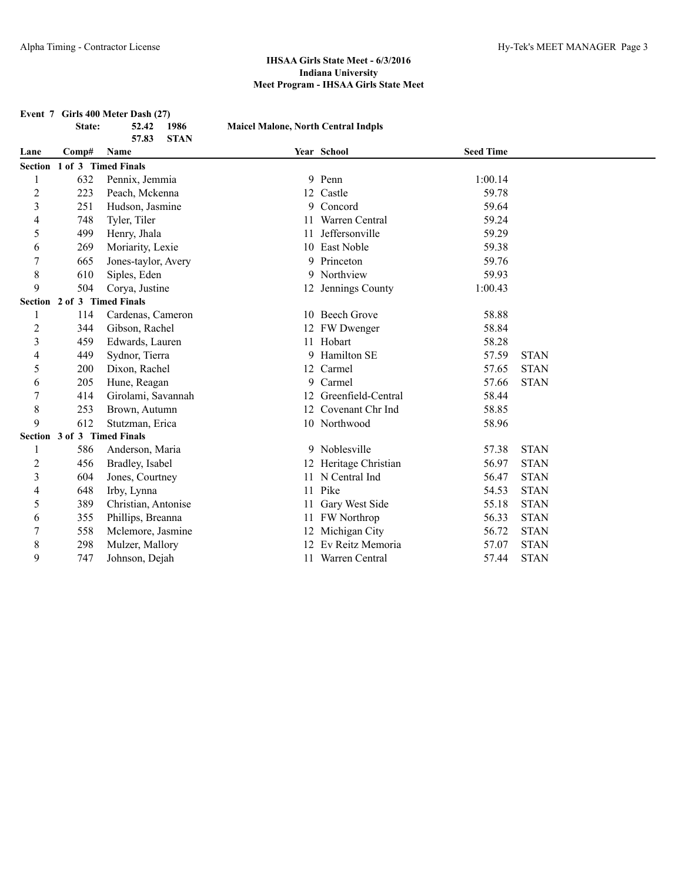**IHSAA Girls State Meet - 6/3/2016**
**Indiana University**
**Meet Program - IHSAA Girls State Meet**

**Event 7 Girls 400 Meter Dash (27)**

**State: 52.42 1986 Maicel Malone, North Central Indpls**
**57.83 STAN**

| Lane | Comp# | Name | Year | School | Seed Time | |
|---|---|---|---|---|---|---|
| **Section 1 of 3 Timed Finals** | | | | | | |
| 1 | 632 | Pennix, Jemmia | 9 | Penn | 1:00.14 | |
| 2 | 223 | Peach, Mckenna | 12 | Castle | 59.78 | |
| 3 | 251 | Hudson, Jasmine | 9 | Concord | 59.64 | |
| 4 | 748 | Tyler, Tiler | 11 | Warren Central | 59.24 | |
| 5 | 499 | Henry, Jhala | 11 | Jeffersonville | 59.29 | |
| 6 | 269 | Moriarity, Lexie | 10 | East Noble | 59.38 | |
| 7 | 665 | Jones-taylor, Avery | 9 | Princeton | 59.76 | |
| 8 | 610 | Siples, Eden | 9 | Northview | 59.93 | |
| 9 | 504 | Corya, Justine | 12 | Jennings County | 1:00.43 | |
| **Section 2 of 3 Timed Finals** | | | | | | |
| 1 | 114 | Cardenas, Cameron | 10 | Beech Grove | 58.88 | |
| 2 | 344 | Gibson, Rachel | 12 | FW Dwenger | 58.84 | |
| 3 | 459 | Edwards, Lauren | 11 | Hobart | 58.28 | |
| 4 | 449 | Sydnor, Tierra | 9 | Hamilton SE | 57.59 | STAN |
| 5 | 200 | Dixon, Rachel | 12 | Carmel | 57.65 | STAN |
| 6 | 205 | Hune, Reagan | 9 | Carmel | 57.66 | STAN |
| 7 | 414 | Girolami, Savannah | 12 | Greenfield-Central | 58.44 | |
| 8 | 253 | Brown, Autumn | 12 | Covenant Chr Ind | 58.85 | |
| 9 | 612 | Stutzman, Erica | 10 | Northwood | 58.96 | |
| **Section 3 of 3 Timed Finals** | | | | | | |
| 1 | 586 | Anderson, Maria | 9 | Noblesville | 57.38 | STAN |
| 2 | 456 | Bradley, Isabel | 12 | Heritage Christian | 56.97 | STAN |
| 3 | 604 | Jones, Courtney | 11 | N Central Ind | 56.47 | STAN |
| 4 | 648 | Irby, Lynna | 11 | Pike | 54.53 | STAN |
| 5 | 389 | Christian, Antonise | 11 | Gary West Side | 55.18 | STAN |
| 6 | 355 | Phillips, Breanna | 11 | FW Northrop | 56.33 | STAN |
| 7 | 558 | Mclemore, Jasmine | 12 | Michigan City | 56.72 | STAN |
| 8 | 298 | Mulzer, Mallory | 12 | Ev Reitz Memoria | 57.07 | STAN |
| 9 | 747 | Johnson, Dejah | 11 | Warren Central | 57.44 | STAN |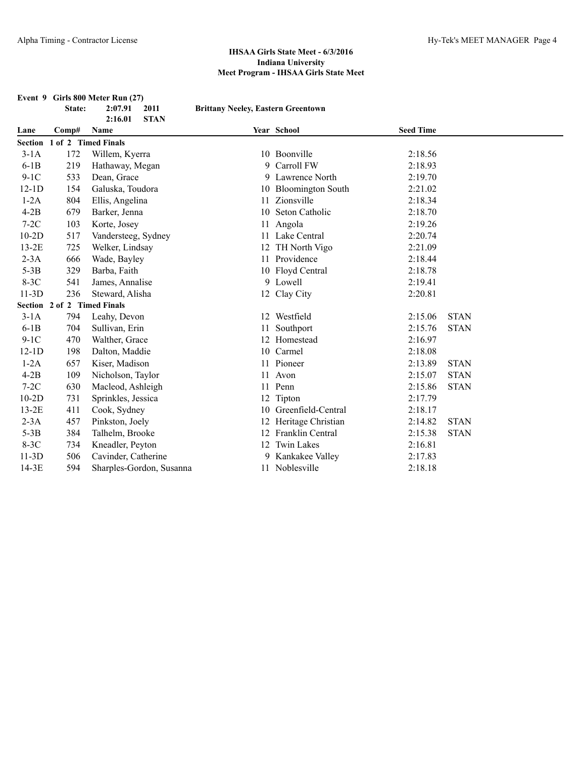**IHSAA Girls State Meet - 6/3/2016**
**Indiana University**
**Meet Program - IHSAA Girls State Meet**

**Event 9 Girls 800 Meter Run (27)**

| | | | |
|---|---|---|---|
| State: | 2:07.91 | 2011 | Brittany Neeley, Eastern Greentown |
| | 2:16.01 | STAN | |

| Lane | Comp# | Name | Year | School | Seed Time | |
|---|---|---|---|---|---|---|
| **Section 1 of 2 Timed Finals** | | | | | | |
| 3-1A | 172 | Willem, Kyerra | 10 | Boonville | 2:18.56 | |
| 6-1B | 219 | Hathaway, Megan | 9 | Carroll FW | 2:18.93 | |
| 9-1C | 533 | Dean, Grace | 9 | Lawrence North | 2:19.70 | |
| 12-1D | 154 | Galuska, Toudora | 10 | Bloomington South | 2:21.02 | |
| 1-2A | 804 | Ellis, Angelina | 11 | Zionsville | 2:18.34 | |
| 4-2B | 679 | Barker, Jenna | 10 | Seton Catholic | 2:18.70 | |
| 7-2C | 103 | Korte, Josey | 11 | Angola | 2:19.26 | |
| 10-2D | 517 | Vandersteeg, Sydney | 11 | Lake Central | 2:20.74 | |
| 13-2E | 725 | Welker, Lindsay | 12 | TH North Vigo | 2:21.09 | |
| 2-3A | 666 | Wade, Bayley | 11 | Providence | 2:18.44 | |
| 5-3B | 329 | Barba, Faith | 10 | Floyd Central | 2:18.78 | |
| 8-3C | 541 | James, Annalise | 9 | Lowell | 2:19.41 | |
| 11-3D | 236 | Steward, Alisha | 12 | Clay City | 2:20.81 | |
| **Section 2 of 2 Timed Finals** | | | | | | |
| 3-1A | 794 | Leahy, Devon | 12 | Westfield | 2:15.06 | STAN |
| 6-1B | 704 | Sullivan, Erin | 11 | Southport | 2:15.76 | STAN |
| 9-1C | 470 | Walther, Grace | 12 | Homestead | 2:16.97 | |
| 12-1D | 198 | Dalton, Maddie | 10 | Carmel | 2:18.08 | |
| 1-2A | 657 | Kiser, Madison | 11 | Pioneer | 2:13.89 | STAN |
| 4-2B | 109 | Nicholson, Taylor | 11 | Avon | 2:15.07 | STAN |
| 7-2C | 630 | Macleod, Ashleigh | 11 | Penn | 2:15.86 | STAN |
| 10-2D | 731 | Sprinkles, Jessica | 12 | Tipton | 2:17.79 | |
| 13-2E | 411 | Cook, Sydney | 10 | Greenfield-Central | 2:18.17 | |
| 2-3A | 457 | Pinkston, Joely | 12 | Heritage Christian | 2:14.82 | STAN |
| 5-3B | 384 | Talhelm, Brooke | 12 | Franklin Central | 2:15.38 | STAN |
| 8-3C | 734 | Kneadler, Peyton | 12 | Twin Lakes | 2:16.81 | |
| 11-3D | 506 | Cavinder, Catherine | 9 | Kankakee Valley | 2:17.83 | |
| 14-3E | 594 | Sharples-Gordon, Susanna | 11 | Noblesville | 2:18.18 | |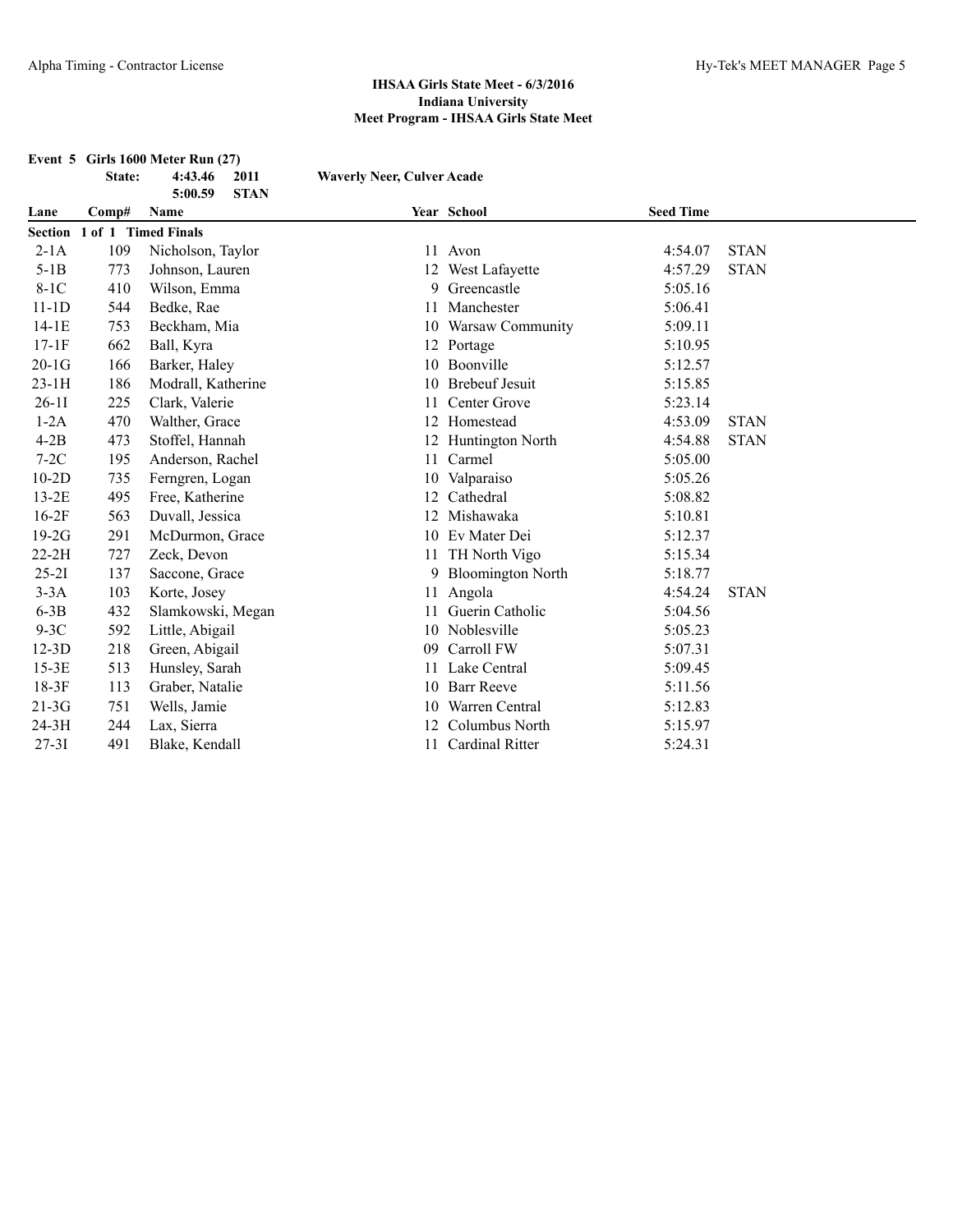**IHSAA Girls State Meet - 6/3/2016**
**Indiana University**
**Meet Program - IHSAA Girls State Meet**

**Event 5 Girls 1600 Meter Run (27)**

**State: 4:43.46 2011 Waverly Neer, Culver Acade**
**5:00.59 STAN**

| Lane | Comp# | Name | Year | School | Seed Time | |
|---|---|---|---|---|---|---|
| **Section 1 of 1 Timed Finals** | | | | | | |
| 2-1A | 109 | Nicholson, Taylor | 11 | Avon | 4:54.07 | STAN |
| 5-1B | 773 | Johnson, Lauren | 12 | West Lafayette | 4:57.29 | STAN |
| 8-1C | 410 | Wilson, Emma | 9 | Greencastle | 5:05.16 | |
| 11-1D | 544 | Bedke, Rae | 11 | Manchester | 5:06.41 | |
| 14-1E | 753 | Beckham, Mia | 10 | Warsaw Community | 5:09.11 | |
| 17-1F | 662 | Ball, Kyra | 12 | Portage | 5:10.95 | |
| 20-1G | 166 | Barker, Haley | 10 | Boonville | 5:12.57 | |
| 23-1H | 186 | Modrall, Katherine | 10 | Brebeuf Jesuit | 5:15.85 | |
| 26-1I | 225 | Clark, Valerie | 11 | Center Grove | 5:23.14 | |
| 1-2A | 470 | Walther, Grace | 12 | Homestead | 4:53.09 | STAN |
| 4-2B | 473 | Stoffel, Hannah | 12 | Huntington North | 4:54.88 | STAN |
| 7-2C | 195 | Anderson, Rachel | 11 | Carmel | 5:05.00 | |
| 10-2D | 735 | Ferngren, Logan | 10 | Valparaiso | 5:05.26 | |
| 13-2E | 495 | Free, Katherine | 12 | Cathedral | 5:08.82 | |
| 16-2F | 563 | Duvall, Jessica | 12 | Mishawaka | 5:10.81 | |
| 19-2G | 291 | McDurmon, Grace | 10 | Ev Mater Dei | 5:12.37 | |
| 22-2H | 727 | Zeck, Devon | 11 | TH North Vigo | 5:15.34 | |
| 25-2I | 137 | Saccone, Grace | 9 | Bloomington North | 5:18.77 | |
| 3-3A | 103 | Korte, Josey | 11 | Angola | 4:54.24 | STAN |
| 6-3B | 432 | Slamkowski, Megan | 11 | Guerin Catholic | 5:04.56 | |
| 9-3C | 592 | Little, Abigail | 10 | Noblesville | 5:05.23 | |
| 12-3D | 218 | Green, Abigail | 09 | Carroll FW | 5:07.31 | |
| 15-3E | 513 | Hunsley, Sarah | 11 | Lake Central | 5:09.45 | |
| 18-3F | 113 | Graber, Natalie | 10 | Barr Reeve | 5:11.56 | |
| 21-3G | 751 | Wells, Jamie | 10 | Warren Central | 5:12.83 | |
| 24-3H | 244 | Lax, Sierra | 12 | Columbus North | 5:15.97 | |
| 27-3I | 491 | Blake, Kendall | 11 | Cardinal Ritter | 5:24.31 | |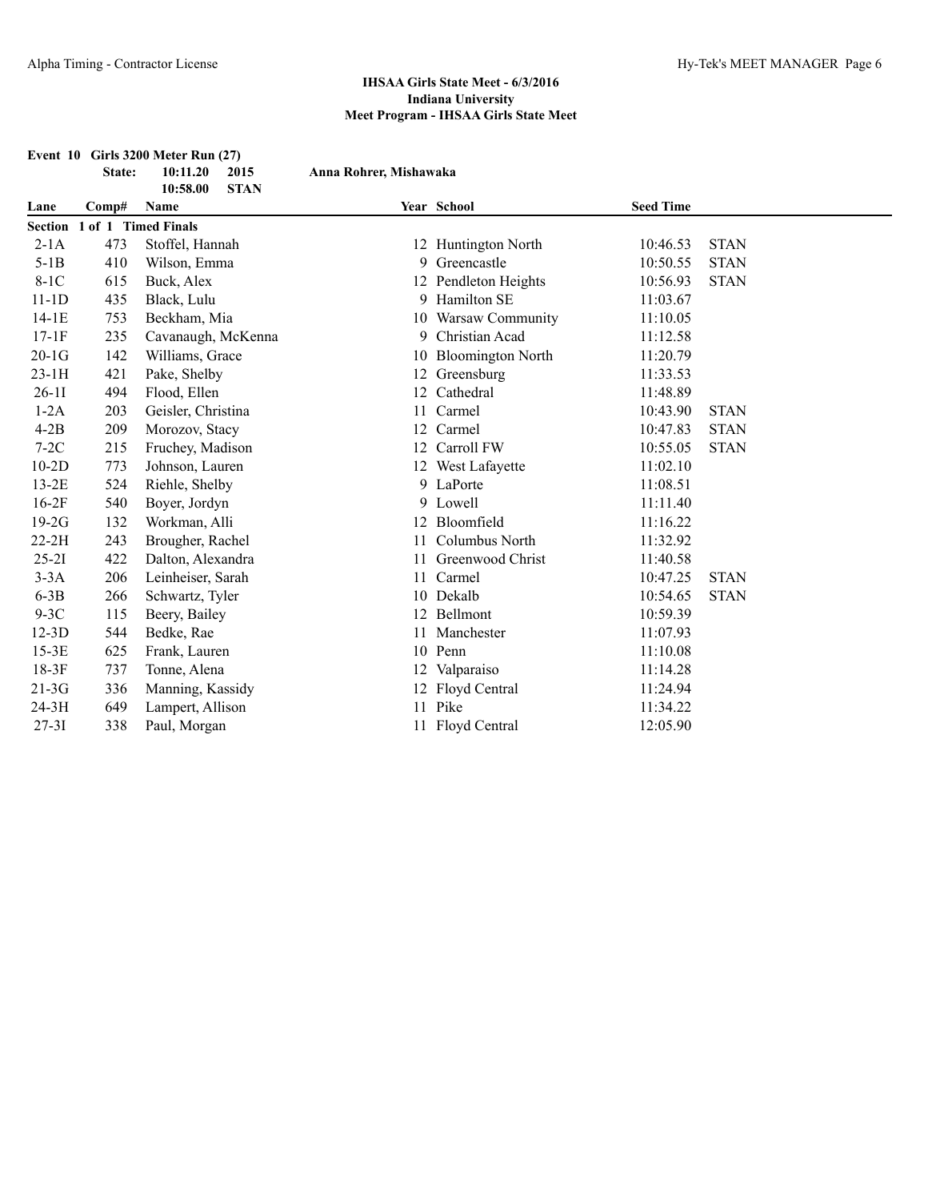## IHSAA Girls State Meet - 6/3/2016
## Indiana University
## Meet Program - IHSAA Girls State Meet

**Event 10 Girls 3200 Meter Run (27)**

**State: 10:11.20 2015 Anna Rohrer, Mishawaka**

**10:58.00 STAN**

| Lane | Comp# | Name | Year | School | Seed Time | |
|---|---|---|---|---|---|---|
| **Section 1 of 1 Timed Finals** | | | | | | |
| 2-1A | 473 | Stoffel, Hannah | 12 | Huntington North | 10:46.53 | STAN |
| 5-1B | 410 | Wilson, Emma | 9 | Greencastle | 10:50.55 | STAN |
| 8-1C | 615 | Buck, Alex | 12 | Pendleton Heights | 10:56.93 | STAN |
| 11-1D | 435 | Black, Lulu | 9 | Hamilton SE | 11:03.67 | |
| 14-1E | 753 | Beckham, Mia | 10 | Warsaw Community | 11:10.05 | |
| 17-1F | 235 | Cavanaugh, McKenna | 9 | Christian Acad | 11:12.58 | |
| 20-1G | 142 | Williams, Grace | 10 | Bloomington North | 11:20.79 | |
| 23-1H | 421 | Pake, Shelby | 12 | Greensburg | 11:33.53 | |
| 26-1I | 494 | Flood, Ellen | 12 | Cathedral | 11:48.89 | |
| 1-2A | 203 | Geisler, Christina | 11 | Carmel | 10:43.90 | STAN |
| 4-2B | 209 | Morozov, Stacy | 12 | Carmel | 10:47.83 | STAN |
| 7-2C | 215 | Fruchey, Madison | 12 | Carroll FW | 10:55.05 | STAN |
| 10-2D | 773 | Johnson, Lauren | 12 | West Lafayette | 11:02.10 | |
| 13-2E | 524 | Riehle, Shelby | 9 | LaPorte | 11:08.51 | |
| 16-2F | 540 | Boyer, Jordyn | 9 | Lowell | 11:11.40 | |
| 19-2G | 132 | Workman, Alli | 12 | Bloomfield | 11:16.22 | |
| 22-2H | 243 | Brougher, Rachel | 11 | Columbus North | 11:32.92 | |
| 25-2I | 422 | Dalton, Alexandra | 11 | Greenwood Christ | 11:40.58 | |
| 3-3A | 206 | Leinheiser, Sarah | 11 | Carmel | 10:47.25 | STAN |
| 6-3B | 266 | Schwartz, Tyler | 10 | Dekalb | 10:54.65 | STAN |
| 9-3C | 115 | Beery, Bailey | 12 | Bellmont | 10:59.39 | |
| 12-3D | 544 | Bedke, Rae | 11 | Manchester | 11:07.93 | |
| 15-3E | 625 | Frank, Lauren | 10 | Penn | 11:10.08 | |
| 18-3F | 737 | Tonne, Alena | 12 | Valparaiso | 11:14.28 | |
| 21-3G | 336 | Manning, Kassidy | 12 | Floyd Central | 11:24.94 | |
| 24-3H | 649 | Lampert, Allison | 11 | Pike | 11:34.22 | |
| 27-3I | 338 | Paul, Morgan | 11 | Floyd Central | 12:05.90 | |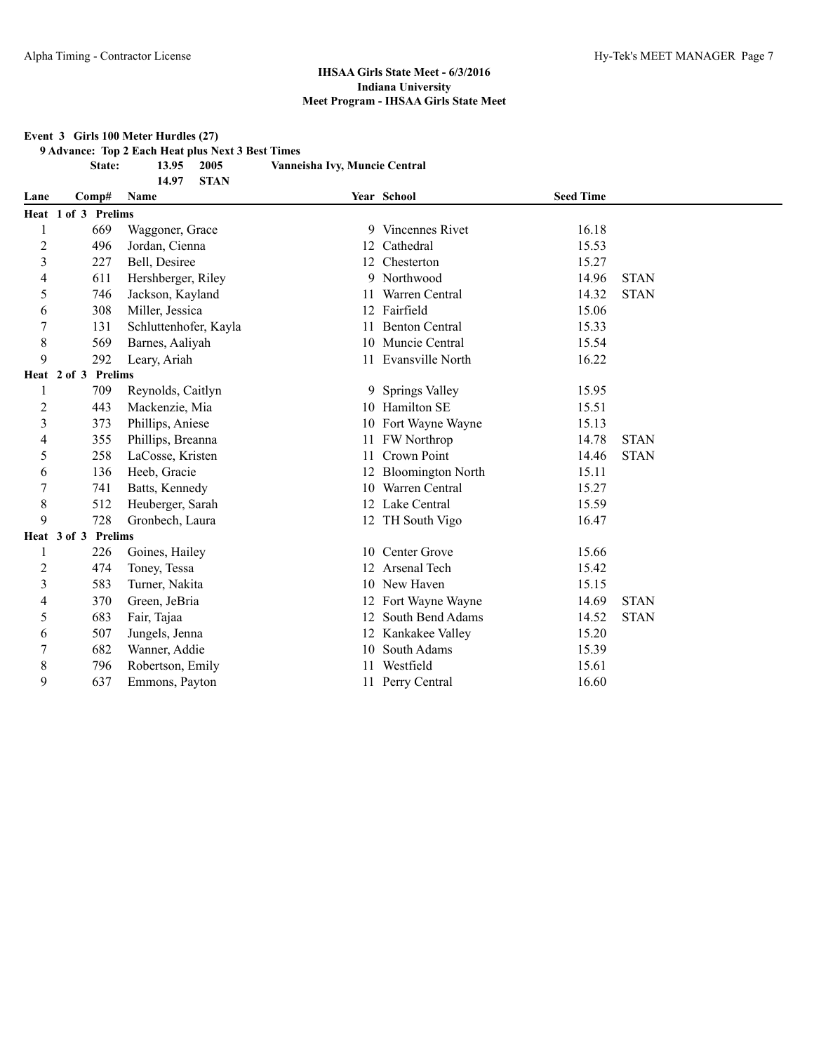**IHSAA Girls State Meet - 6/3/2016**
**Indiana University**
**Meet Program - IHSAA Girls State Meet**

**Event 3 Girls 100 Meter Hurdles (27)**

**9 Advance: Top 2 Each Heat plus Next 3 Best Times**

**State: 13.95 2005 Vanneisha Ivy, Muncie Central**

**14.97 STAN**

| Lane | Comp# | Name | Year | School | Seed Time | |
|---|---|---|---|---|---|---|
| **Heat 1 of 3 Prelims** | | | | | | |
| 1 | 669 | Waggoner, Grace | 9 | Vincennes Rivet | 16.18 | |
| 2 | 496 | Jordan, Cienna | 12 | Cathedral | 15.53 | |
| 3 | 227 | Bell, Desiree | 12 | Chesterton | 15.27 | |
| 4 | 611 | Hershberger, Riley | 9 | Northwood | 14.96 | STAN |
| 5 | 746 | Jackson, Kayland | 11 | Warren Central | 14.32 | STAN |
| 6 | 308 | Miller, Jessica | 12 | Fairfield | 15.06 | |
| 7 | 131 | Schluttenhofer, Kayla | 11 | Benton Central | 15.33 | |
| 8 | 569 | Barnes, Aaliyah | 10 | Muncie Central | 15.54 | |
| 9 | 292 | Leary, Ariah | 11 | Evansville North | 16.22 | |
| **Heat 2 of 3 Prelims** | | | | | | |
| 1 | 709 | Reynolds, Caitlyn | 9 | Springs Valley | 15.95 | |
| 2 | 443 | Mackenzie, Mia | 10 | Hamilton SE | 15.51 | |
| 3 | 373 | Phillips, Aniese | 10 | Fort Wayne Wayne | 15.13 | |
| 4 | 355 | Phillips, Breanna | 11 | FW Northrop | 14.78 | STAN |
| 5 | 258 | LaCosse, Kristen | 11 | Crown Point | 14.46 | STAN |
| 6 | 136 | Heeb, Gracie | 12 | Bloomington North | 15.11 | |
| 7 | 741 | Batts, Kennedy | 10 | Warren Central | 15.27 | |
| 8 | 512 | Heuberger, Sarah | 12 | Lake Central | 15.59 | |
| 9 | 728 | Gronbech, Laura | 12 | TH South Vigo | 16.47 | |
| **Heat 3 of 3 Prelims** | | | | | | |
| 1 | 226 | Goines, Hailey | 10 | Center Grove | 15.66 | |
| 2 | 474 | Toney, Tessa | 12 | Arsenal Tech | 15.42 | |
| 3 | 583 | Turner, Nakita | 10 | New Haven | 15.15 | |
| 4 | 370 | Green, JeBria | 12 | Fort Wayne Wayne | 14.69 | STAN |
| 5 | 683 | Fair, Tajaa | 12 | South Bend Adams | 14.52 | STAN |
| 6 | 507 | Jungels, Jenna | 12 | Kankakee Valley | 15.20 | |
| 7 | 682 | Wanner, Addie | 10 | South Adams | 15.39 | |
| 8 | 796 | Robertson, Emily | 11 | Westfield | 15.61 | |
| 9 | 637 | Emmons, Payton | 11 | Perry Central | 16.60 | |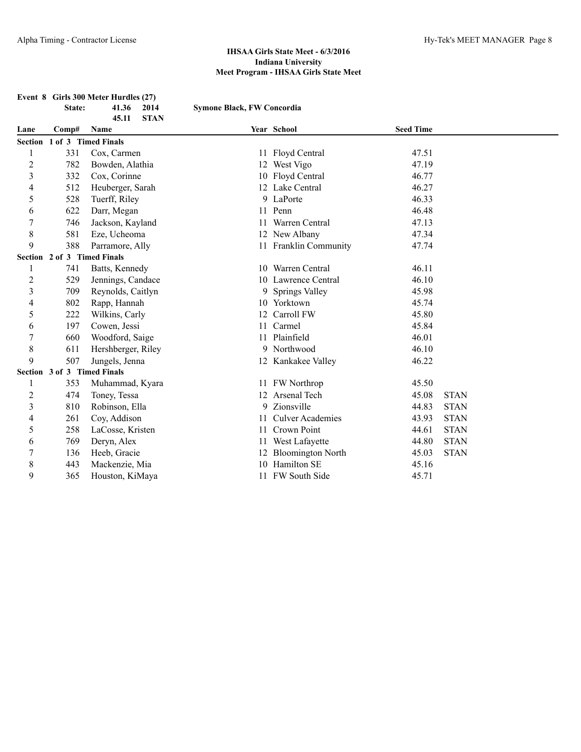**IHSAA Girls State Meet - 6/3/2016**
**Indiana University**
**Meet Program - IHSAA Girls State Meet**

**Event 8 Girls 300 Meter Hurdles (27)**

| | | | |
|---|---|---|---|
| **State:** | **41.36** | **2014** | **Symone Black, FW Concordia** |
| | **45.11** | **STAN** | |

| Lane | Comp# | Name | Year | School | Seed Time | |
|---|---|---|---|---|---|---|
| **Section 1 of 3 Timed Finals** | | | | | | |
| 1 | 331 | Cox, Carmen | 11 | Floyd Central | 47.51 | |
| 2 | 782 | Bowden, Alathia | 12 | West Vigo | 47.19 | |
| 3 | 332 | Cox, Corinne | 10 | Floyd Central | 46.77 | |
| 4 | 512 | Heuberger, Sarah | 12 | Lake Central | 46.27 | |
| 5 | 528 | Tuerff, Riley | 9 | LaPorte | 46.33 | |
| 6 | 622 | Darr, Megan | 11 | Penn | 46.48 | |
| 7 | 746 | Jackson, Kayland | 11 | Warren Central | 47.13 | |
| 8 | 581 | Eze, Ucheoma | 12 | New Albany | 47.34 | |
| 9 | 388 | Parramore, Ally | 11 | Franklin Community | 47.74 | |
| **Section 2 of 3 Timed Finals** | | | | | | |
| 1 | 741 | Batts, Kennedy | 10 | Warren Central | 46.11 | |
| 2 | 529 | Jennings, Candace | 10 | Lawrence Central | 46.10 | |
| 3 | 709 | Reynolds, Caitlyn | 9 | Springs Valley | 45.98 | |
| 4 | 802 | Rapp, Hannah | 10 | Yorktown | 45.74 | |
| 5 | 222 | Wilkins, Carly | 12 | Carroll FW | 45.80 | |
| 6 | 197 | Cowen, Jessi | 11 | Carmel | 45.84 | |
| 7 | 660 | Woodford, Saige | 11 | Plainfield | 46.01 | |
| 8 | 611 | Hershberger, Riley | 9 | Northwood | 46.10 | |
| 9 | 507 | Jungels, Jenna | 12 | Kankakee Valley | 46.22 | |
| **Section 3 of 3 Timed Finals** | | | | | | |
| 1 | 353 | Muhammad, Kyara | 11 | FW Northrop | 45.50 | |
| 2 | 474 | Toney, Tessa | 12 | Arsenal Tech | 45.08 | STAN |
| 3 | 810 | Robinson, Ella | 9 | Zionsville | 44.83 | STAN |
| 4 | 261 | Coy, Addison | 11 | Culver Academies | 43.93 | STAN |
| 5 | 258 | LaCosse, Kristen | 11 | Crown Point | 44.61 | STAN |
| 6 | 769 | Deryn, Alex | 11 | West Lafayette | 44.80 | STAN |
| 7 | 136 | Heeb, Gracie | 12 | Bloomington North | 45.03 | STAN |
| 8 | 443 | Mackenzie, Mia | 10 | Hamilton SE | 45.16 | |
| 9 | 365 | Houston, KiMaya | 11 | FW South Side | 45.71 | |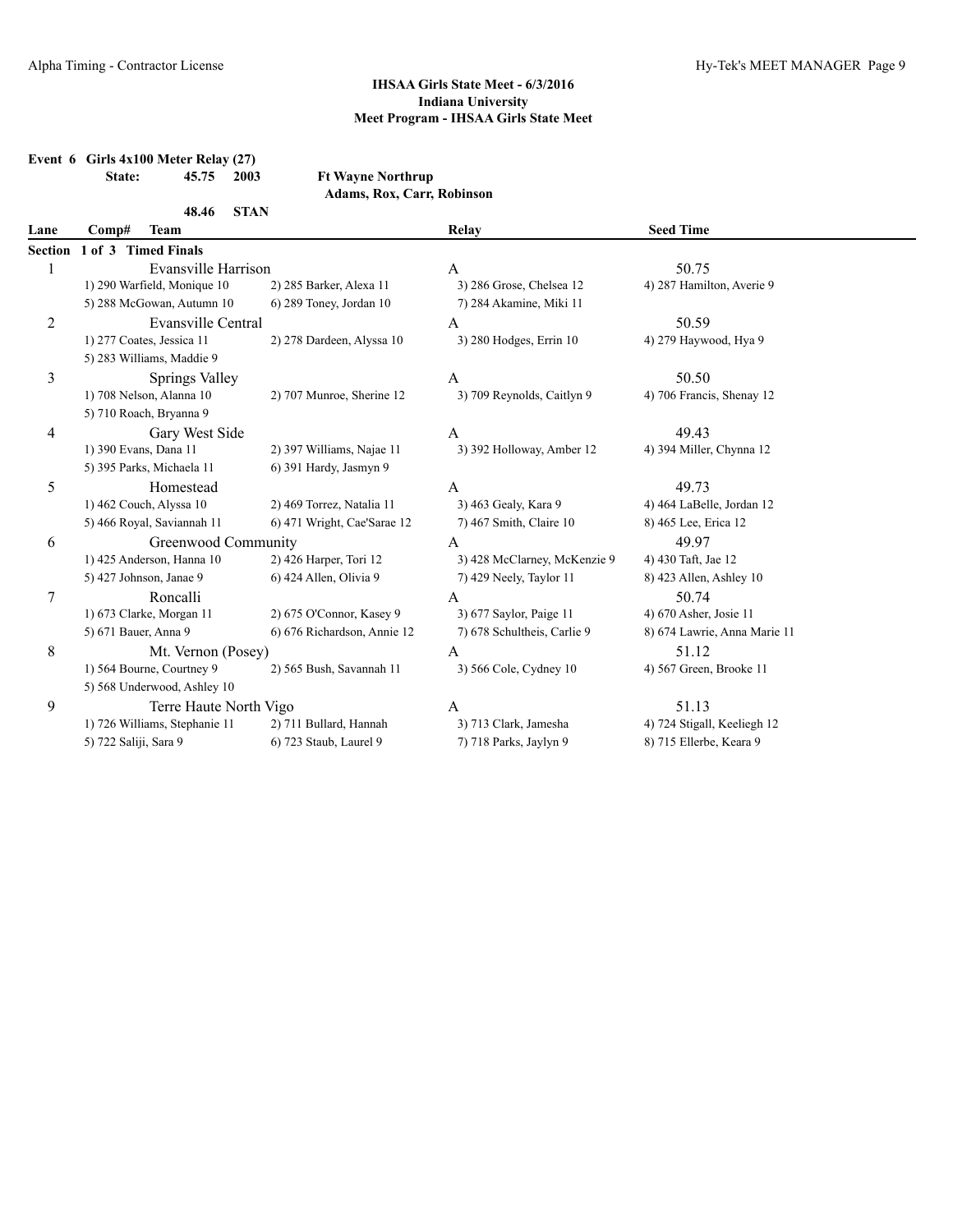**IHSAA Girls State Meet - 6/3/2016**
**Indiana University**
**Meet Program - IHSAA Girls State Meet**

**Event 6 Girls 4x100 Meter Relay (27)**

**State: 45.75 2003 Ft Wayne Northrup**
**Adams, Rox, Carr, Robinson**

**48.46 STAN**

| Lane | Comp# Team | | Relay | Seed Time |
|---|---|---|---|---|
| **Section 1 of 3 Timed Finals** | | | | |
| 1 | Evansville Harrison | | A | 50.75 |
| | 1) 290 Warfield, Monique 10 | 2) 285 Barker, Alexa 11 | 3) 286 Grose, Chelsea 12 | 4) 287 Hamilton, Averie 9 |
| | 5) 288 McGowan, Autumn 10 | 6) 289 Toney, Jordan 10 | 7) 284 Akamine, Miki 11 | |
| 2 | Evansville Central | | A | 50.59 |
| | 1) 277 Coates, Jessica 11 | 2) 278 Dardeen, Alyssa 10 | 3) 280 Hodges, Errin 10 | 4) 279 Haywood, Hya 9 |
| | 5) 283 Williams, Maddie 9 | | | |
| 3 | Springs Valley | | A | 50.50 |
| | 1) 708 Nelson, Alanna 10 | 2) 707 Munroe, Sherine 12 | 3) 709 Reynolds, Caitlyn 9 | 4) 706 Francis, Shenay 12 |
| | 5) 710 Roach, Bryanna 9 | | | |
| 4 | Gary West Side | | A | 49.43 |
| | 1) 390 Evans, Dana 11 | 2) 397 Williams, Najae 11 | 3) 392 Holloway, Amber 12 | 4) 394 Miller, Chynna 12 |
| | 5) 395 Parks, Michaela 11 | 6) 391 Hardy, Jasmyn 9 | | |
| 5 | Homestead | | A | 49.73 |
| | 1) 462 Couch, Alyssa 10 | 2) 469 Torrez, Natalia 11 | 3) 463 Gealy, Kara 9 | 4) 464 LaBelle, Jordan 12 |
| | 5) 466 Royal, Saviannah 11 | 6) 471 Wright, Cae'Sarae 12 | 7) 467 Smith, Claire 10 | 8) 465 Lee, Erica 12 |
| 6 | Greenwood Community | | A | 49.97 |
| | 1) 425 Anderson, Hanna 10 | 2) 426 Harper, Tori 12 | 3) 428 McClarney, McKenzie 9 | 4) 430 Taft, Jae 12 |
| | 5) 427 Johnson, Janae 9 | 6) 424 Allen, Olivia 9 | 7) 429 Neely, Taylor 11 | 8) 423 Allen, Ashley 10 |
| 7 | Roncalli | | A | 50.74 |
| | 1) 673 Clarke, Morgan 11 | 2) 675 O'Connor, Kasey 9 | 3) 677 Saylor, Paige 11 | 4) 670 Asher, Josie 11 |
| | 5) 671 Bauer, Anna 9 | 6) 676 Richardson, Annie 12 | 7) 678 Schultheis, Carlie 9 | 8) 674 Lawrie, Anna Marie 11 |
| 8 | Mt. Vernon (Posey) | | A | 51.12 |
| | 1) 564 Bourne, Courtney 9 | 2) 565 Bush, Savannah 11 | 3) 566 Cole, Cydney 10 | 4) 567 Green, Brooke 11 |
| | 5) 568 Underwood, Ashley 10 | | | |
| 9 | Terre Haute North Vigo | | A | 51.13 |
| | 1) 726 Williams, Stephanie 11 | 2) 711 Bullard, Hannah | 3) 713 Clark, Jamesha | 4) 724 Stigall, Keeliegh 12 |
| | 5) 722 Saliji, Sara 9 | 6) 723 Staub, Laurel 9 | 7) 718 Parks, Jaylyn 9 | 8) 715 Ellerbe, Keara 9 |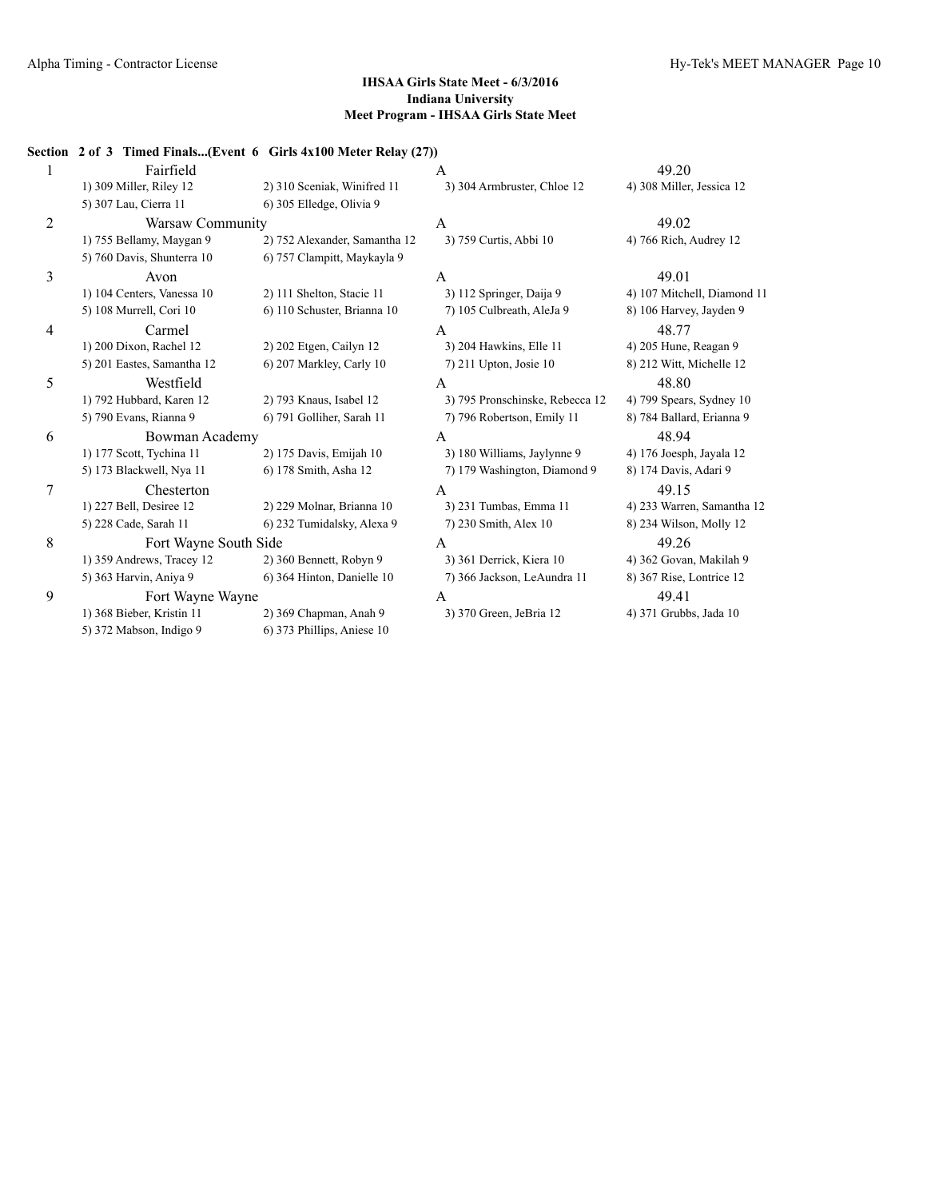**IHSAA Girls State Meet - 6/3/2016**
**Indiana University**
**Meet Program - IHSAA Girls State Meet**

**Section 2 of 3 Timed Finals...(Event 6 Girls 4x100 Meter Relay (27))**

| Lane | Team | | | Relay | Seed |
|---|---|---|---|---|---|
| 1 | Fairfield | | | A | 49.20 |
| | 1) 309 Miller, Riley 12 | 2) 310 Sceniak, Winifred 11 | 3) 304 Armbruster, Chloe 12 | 4) 308 Miller, Jessica 12 | |
| | 5) 307 Lau, Cierra 11 | 6) 305 Elledge, Olivia 9 | | | |
| 2 | Warsaw Community | | | A | 49.02 |
| | 1) 755 Bellamy, Maygan 9 | 2) 752 Alexander, Samantha 12 | 3) 759 Curtis, Abbi 10 | 4) 766 Rich, Audrey 12 | |
| | 5) 760 Davis, Shunterra 10 | 6) 757 Clampitt, Maykayla 9 | | | |
| 3 | Avon | | | A | 49.01 |
| | 1) 104 Centers, Vanessa 10 | 2) 111 Shelton, Stacie 11 | 3) 112 Springer, Daija 9 | 4) 107 Mitchell, Diamond 11 | |
| | 5) 108 Murrell, Cori 10 | 6) 110 Schuster, Brianna 10 | 7) 105 Culbreath, AleJa 9 | 8) 106 Harvey, Jayden 9 | |
| 4 | Carmel | | | A | 48.77 |
| | 1) 200 Dixon, Rachel 12 | 2) 202 Etgen, Cailyn 12 | 3) 204 Hawkins, Elle 11 | 4) 205 Hune, Reagan 9 | |
| | 5) 201 Eastes, Samantha 12 | 6) 207 Markley, Carly 10 | 7) 211 Upton, Josie 10 | 8) 212 Witt, Michelle 12 | |
| 5 | Westfield | | | A | 48.80 |
| | 1) 792 Hubbard, Karen 12 | 2) 793 Knaus, Isabel 12 | 3) 795 Pronschinske, Rebecca 12 | 4) 799 Spears, Sydney 10 | |
| | 5) 790 Evans, Rianna 9 | 6) 791 Golliher, Sarah 11 | 7) 796 Robertson, Emily 11 | 8) 784 Ballard, Erianna 9 | |
| 6 | Bowman Academy | | | A | 48.94 |
| | 1) 177 Scott, Tychina 11 | 2) 175 Davis, Emijah 10 | 3) 180 Williams, Jaylynne 9 | 4) 176 Joesph, Jayala 12 | |
| | 5) 173 Blackwell, Nya 11 | 6) 178 Smith, Asha 12 | 7) 179 Washington, Diamond 9 | 8) 174 Davis, Adari 9 | |
| 7 | Chesterton | | | A | 49.15 |
| | 1) 227 Bell, Desiree 12 | 2) 229 Molnar, Brianna 10 | 3) 231 Tumbas, Emma 11 | 4) 233 Warren, Samantha 12 | |
| | 5) 228 Cade, Sarah 11 | 6) 232 Tumidalsky, Alexa 9 | 7) 230 Smith, Alex 10 | 8) 234 Wilson, Molly 12 | |
| 8 | Fort Wayne South Side | | | A | 49.26 |
| | 1) 359 Andrews, Tracey 12 | 2) 360 Bennett, Robyn 9 | 3) 361 Derrick, Kiera 10 | 4) 362 Govan, Makilah 9 | |
| | 5) 363 Harvin, Aniya 9 | 6) 364 Hinton, Danielle 10 | 7) 366 Jackson, LeAundra 11 | 8) 367 Rise, Lontrice 12 | |
| 9 | Fort Wayne Wayne | | | A | 49.41 |
| | 1) 368 Bieber, Kristin 11 | 2) 369 Chapman, Anah 9 | 3) 370 Green, JeBria 12 | 4) 371 Grubbs, Jada 10 | |
| | 5) 372 Mabson, Indigo 9 | 6) 373 Phillips, Aniese 10 | | | |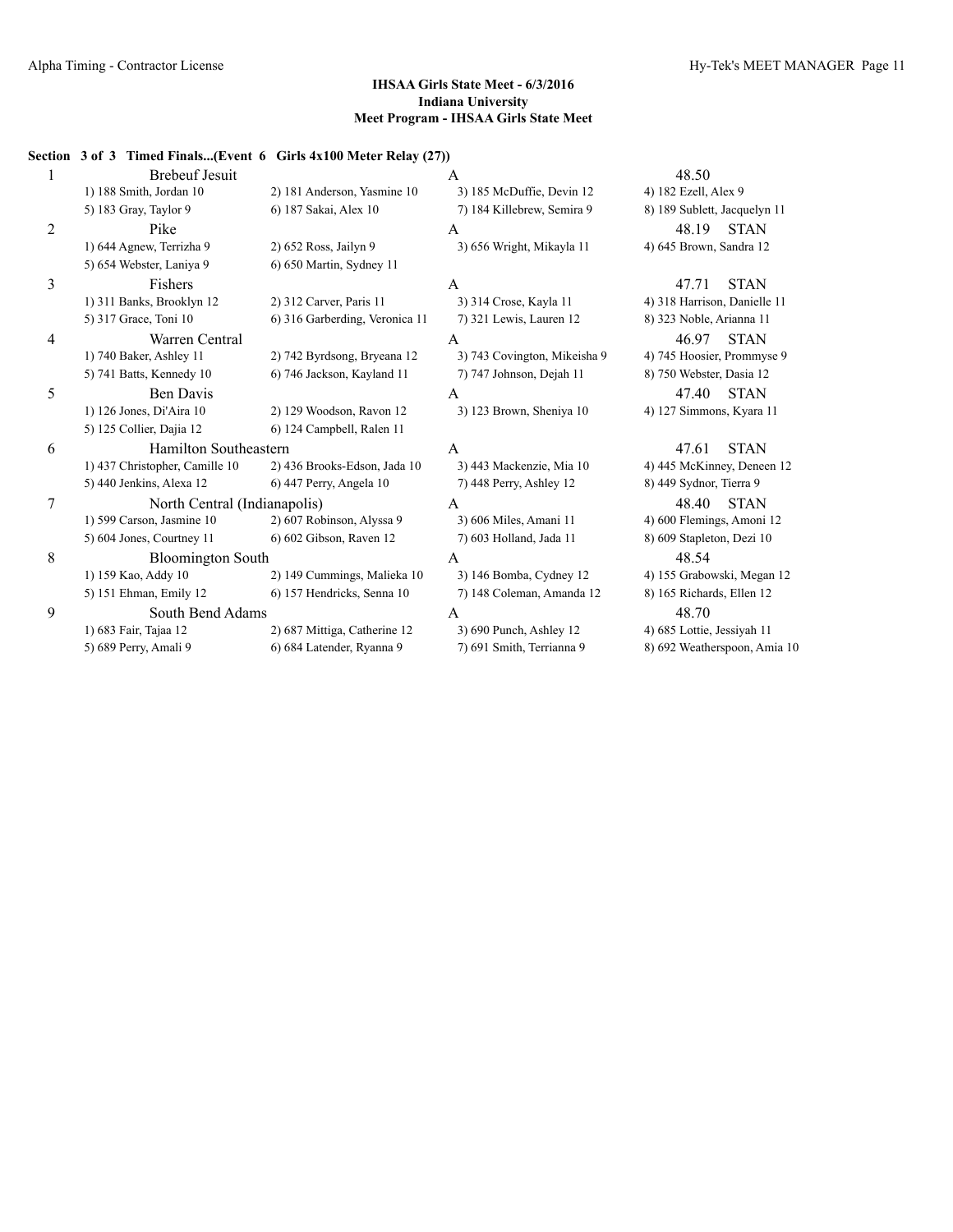**IHSAA Girls State Meet - 6/3/2016**
**Indiana University**
**Meet Program - IHSAA Girls State Meet**

**Section 3 of 3 Timed Finals...(Event 6 Girls 4x100 Meter Relay (27))**

| Lane | Team | Relay | Seed Time | |
|---|---|---|---|---|
| 1 | Brebeuf Jesuit | A | 48.50 | |
| | 1) 188 Smith, Jordan 10 | 2) 181 Anderson, Yasmine 10 | 3) 185 McDuffie, Devin 12 | 4) 182 Ezell, Alex 9 |
| | 5) 183 Gray, Taylor 9 | 6) 187 Sakai, Alex 10 | 7) 184 Killebrew, Semira 9 | 8) 189 Sublett, Jacquelyn 11 |
| 2 | Pike | A | 48.19 | STAN |
| | 1) 644 Agnew, Terrizha 9 | 2) 652 Ross, Jailyn 9 | 3) 656 Wright, Mikayla 11 | 4) 645 Brown, Sandra 12 |
| | 5) 654 Webster, Laniya 9 | 6) 650 Martin, Sydney 11 | | |
| 3 | Fishers | A | 47.71 | STAN |
| | 1) 311 Banks, Brooklyn 12 | 2) 312 Carver, Paris 11 | 3) 314 Crose, Kayla 11 | 4) 318 Harrison, Danielle 11 |
| | 5) 317 Grace, Toni 10 | 6) 316 Garberding, Veronica 11 | 7) 321 Lewis, Lauren 12 | 8) 323 Noble, Arianna 11 |
| 4 | Warren Central | A | 46.97 | STAN |
| | 1) 740 Baker, Ashley 11 | 2) 742 Byrdsong, Bryeana 12 | 3) 743 Covington, Mikeisha 9 | 4) 745 Hoosier, Prommyse 9 |
| | 5) 741 Batts, Kennedy 10 | 6) 746 Jackson, Kayland 11 | 7) 747 Johnson, Dejah 11 | 8) 750 Webster, Dasia 12 |
| 5 | Ben Davis | A | 47.40 | STAN |
| | 1) 126 Jones, Di'Aira 10 | 2) 129 Woodson, Ravon 12 | 3) 123 Brown, Sheniya 10 | 4) 127 Simmons, Kyara 11 |
| | 5) 125 Collier, Dajia 12 | 6) 124 Campbell, Ralen 11 | | |
| 6 | Hamilton Southeastern | A | 47.61 | STAN |
| | 1) 437 Christopher, Camille 10 | 2) 436 Brooks-Edson, Jada 10 | 3) 443 Mackenzie, Mia 10 | 4) 445 McKinney, Deneen 12 |
| | 5) 440 Jenkins, Alexa 12 | 6) 447 Perry, Angela 10 | 7) 448 Perry, Ashley 12 | 8) 449 Sydnor, Tierra 9 |
| 7 | North Central (Indianapolis) | A | 48.40 | STAN |
| | 1) 599 Carson, Jasmine 10 | 2) 607 Robinson, Alyssa 9 | 3) 606 Miles, Amani 11 | 4) 600 Flemings, Amoni 12 |
| | 5) 604 Jones, Courtney 11 | 6) 602 Gibson, Raven 12 | 7) 603 Holland, Jada 11 | 8) 609 Stapleton, Dezi 10 |
| 8 | Bloomington South | A | 48.54 | |
| | 1) 159 Kao, Addy 10 | 2) 149 Cummings, Malieka 10 | 3) 146 Bomba, Cydney 12 | 4) 155 Grabowski, Megan 12 |
| | 5) 151 Ehman, Emily 12 | 6) 157 Hendricks, Senna 10 | 7) 148 Coleman, Amanda 12 | 8) 165 Richards, Ellen 12 |
| 9 | South Bend Adams | A | 48.70 | |
| | 1) 683 Fair, Tajaa 12 | 2) 687 Mittiga, Catherine 12 | 3) 690 Punch, Ashley 12 | 4) 685 Lottie, Jessiyah 11 |
| | 5) 689 Perry, Amali 9 | 6) 684 Latender, Ryanna 9 | 7) 691 Smith, Terrianna 9 | 8) 692 Weatherspoon, Amia 10 |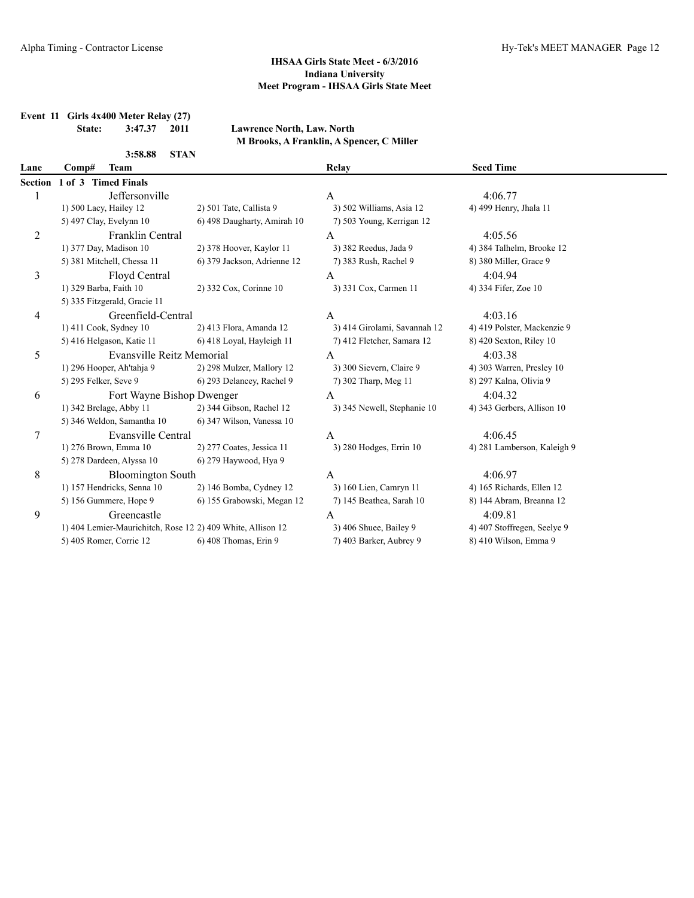## IHSAA Girls State Meet - 6/3/2016
## Indiana University
## Meet Program - IHSAA Girls State Meet

**Event 11 Girls 4x400 Meter Relay (27)**

**State: 3:47.37 2011 Lawrence North, Law. North**
**M Brooks, A Franklin, A Spencer, C Miller**

**3:58.88 STAN**

| Lane | Comp# Team | | Relay | Seed Time |
|---|---|---|---|---|
| **Section 1 of 3 Timed Finals** | | | | |
| 1 | Jeffersonville | | A | 4:06.77 |
| | 1) 500 Lacy, Hailey 12 | 2) 501 Tate, Callista 9 | 3) 502 Williams, Asia 12 | 4) 499 Henry, Jhala 11 |
| | 5) 497 Clay, Evelynn 10 | 6) 498 Daugharty, Amirah 10 | 7) 503 Young, Kerrigan 12 | |
| 2 | Franklin Central | | A | 4:05.56 |
| | 1) 377 Day, Madison 10 | 2) 378 Hoover, Kaylor 11 | 3) 382 Reedus, Jada 9 | 4) 384 Talhelm, Brooke 12 |
| | 5) 381 Mitchell, Chessa 11 | 6) 379 Jackson, Adrienne 12 | 7) 383 Rush, Rachel 9 | 8) 380 Miller, Grace 9 |
| 3 | Floyd Central | | A | 4:04.94 |
| | 1) 329 Barba, Faith 10 | 2) 332 Cox, Corinne 10 | 3) 331 Cox, Carmen 11 | 4) 334 Fifer, Zoe 10 |
| | 5) 335 Fitzgerald, Gracie 11 | | | |
| 4 | Greenfield-Central | | A | 4:03.16 |
| | 1) 411 Cook, Sydney 10 | 2) 413 Flora, Amanda 12 | 3) 414 Girolami, Savannah 12 | 4) 419 Polster, Mackenzie 9 |
| | 5) 416 Helgason, Katie 11 | 6) 418 Loyal, Hayleigh 11 | 7) 412 Fletcher, Samara 12 | 8) 420 Sexton, Riley 10 |
| 5 | Evansville Reitz Memorial | | A | 4:03.38 |
| | 1) 296 Hooper, Ah'tahja 9 | 2) 298 Mulzer, Mallory 12 | 3) 300 Sievern, Claire 9 | 4) 303 Warren, Presley 10 |
| | 5) 295 Felker, Seve 9 | 6) 293 Delancey, Rachel 9 | 7) 302 Tharp, Meg 11 | 8) 297 Kalna, Olivia 9 |
| 6 | Fort Wayne Bishop Dwenger | | A | 4:04.32 |
| | 1) 342 Brelage, Abby 11 | 2) 344 Gibson, Rachel 12 | 3) 345 Newell, Stephanie 10 | 4) 343 Gerbers, Allison 10 |
| | 5) 346 Weldon, Samantha 10 | 6) 347 Wilson, Vanessa 10 | | |
| 7 | Evansville Central | | A | 4:06.45 |
| | 1) 276 Brown, Emma 10 | 2) 277 Coates, Jessica 11 | 3) 280 Hodges, Errin 10 | 4) 281 Lamberson, Kaleigh 9 |
| | 5) 278 Dardeen, Alyssa 10 | 6) 279 Haywood, Hya 9 | | |
| 8 | Bloomington South | | A | 4:06.97 |
| | 1) 157 Hendricks, Senna 10 | 2) 146 Bomba, Cydney 12 | 3) 160 Lien, Camryn 11 | 4) 165 Richards, Ellen 12 |
| | 5) 156 Gummere, Hope 9 | 6) 155 Grabowski, Megan 12 | 7) 145 Beathea, Sarah 10 | 8) 144 Abram, Breanna 12 |
| 9 | Greencastle | | A | 4:09.81 |
| | 1) 404 Lemier-Maurichitch, Rose 12 | 2) 409 White, Allison 12 | 3) 406 Shuee, Bailey 9 | 4) 407 Stoffregen, Seelye 9 |
| | 5) 405 Romer, Corrie 12 | 6) 408 Thomas, Erin 9 | 7) 403 Barker, Aubrey 9 | 8) 410 Wilson, Emma 9 |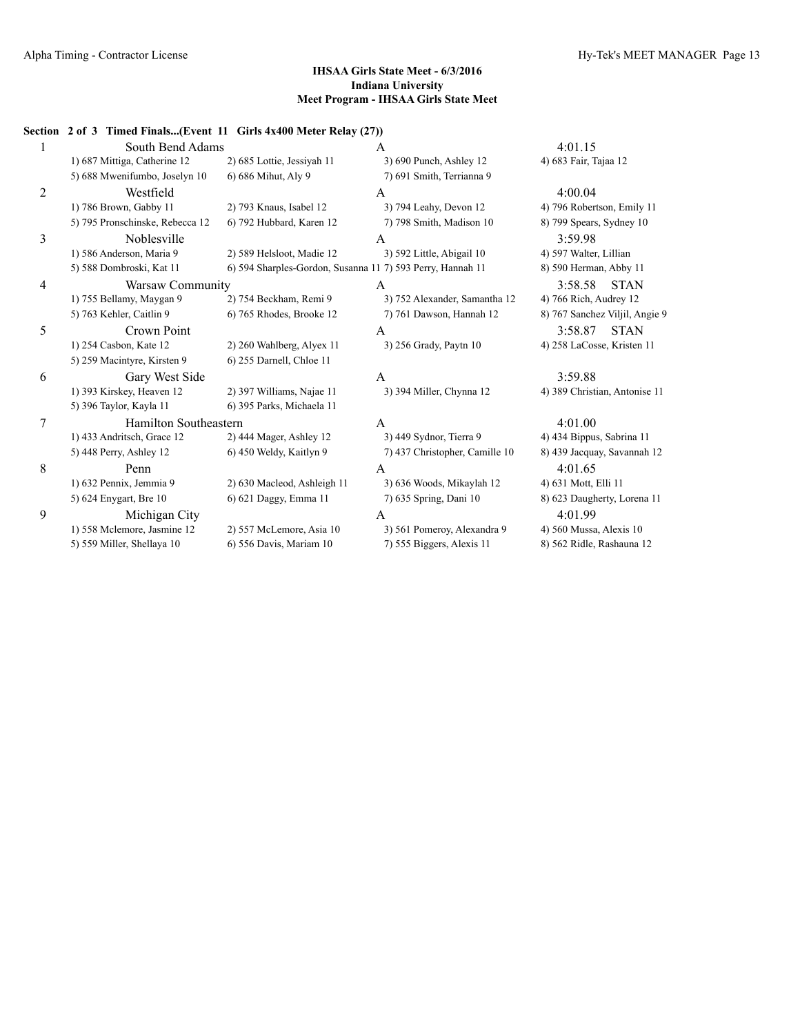**IHSAA Girls State Meet - 6/3/2016**
**Indiana University**
**Meet Program - IHSAA Girls State Meet**

**Section 2 of 3 Timed Finals...(Event 11 Girls 4x400 Meter Relay (27))**

| Lane | Team | | Relay | Seed Time |
|---|---|---|---|---|
| 1 | South Bend Adams | | A | 4:01.15 |
| | 1) 687 Mittiga, Catherine 12 | 2) 685 Lottie, Jessiyah 11 | 3) 690 Punch, Ashley 12 | 4) 683 Fair, Tajaa 12 |
| | 5) 688 Mwenifumbo, Joselyn 10 | 6) 686 Mihut, Aly 9 | 7) 691 Smith, Terrianna 9 | |
| 2 | Westfield | | A | 4:00.04 |
| | 1) 786 Brown, Gabby 11 | 2) 793 Knaus, Isabel 12 | 3) 794 Leahy, Devon 12 | 4) 796 Robertson, Emily 11 |
| | 5) 795 Pronschinske, Rebecca 12 | 6) 792 Hubbard, Karen 12 | 7) 798 Smith, Madison 10 | 8) 799 Spears, Sydney 10 |
| 3 | Noblesville | | A | 3:59.98 |
| | 1) 586 Anderson, Maria 9 | 2) 589 Helsloot, Madie 12 | 3) 592 Little, Abigail 10 | 4) 597 Walter, Lillian |
| | 5) 588 Dombroski, Kat 11 | 6) 594 Sharples-Gordon, Susanna 11 | 7) 593 Perry, Hannah 11 | 8) 590 Herman, Abby 11 |
| 4 | Warsaw Community | | A | 3:58.58 STAN |
| | 1) 755 Bellamy, Maygan 9 | 2) 754 Beckham, Remi 9 | 3) 752 Alexander, Samantha 12 | 4) 766 Rich, Audrey 12 |
| | 5) 763 Kehler, Caitlin 9 | 6) 765 Rhodes, Brooke 12 | 7) 761 Dawson, Hannah 12 | 8) 767 Sanchez Viljil, Angie 9 |
| 5 | Crown Point | | A | 3:58.87 STAN |
| | 1) 254 Casbon, Kate 12 | 2) 260 Wahlberg, Alyex 11 | 3) 256 Grady, Paytn 10 | 4) 258 LaCosse, Kristen 11 |
| | 5) 259 Macintyre, Kirsten 9 | 6) 255 Darnell, Chloe 11 | | |
| 6 | Gary West Side | | A | 3:59.88 |
| | 1) 393 Kirskey, Heaven 12 | 2) 397 Williams, Najae 11 | 3) 394 Miller, Chynna 12 | 4) 389 Christian, Antonise 11 |
| | 5) 396 Taylor, Kayla 11 | 6) 395 Parks, Michaela 11 | | |
| 7 | Hamilton Southeastern | | A | 4:01.00 |
| | 1) 433 Andritsch, Grace 12 | 2) 444 Mager, Ashley 12 | 3) 449 Sydnor, Tierra 9 | 4) 434 Bippus, Sabrina 11 |
| | 5) 448 Perry, Ashley 12 | 6) 450 Weldy, Kaitlyn 9 | 7) 437 Christopher, Camille 10 | 8) 439 Jacquay, Savannah 12 |
| 8 | Penn | | A | 4:01.65 |
| | 1) 632 Pennix, Jemmia 9 | 2) 630 Macleod, Ashleigh 11 | 3) 636 Woods, Mikaylah 12 | 4) 631 Mott, Elli 11 |
| | 5) 624 Enygart, Bre 10 | 6) 621 Daggy, Emma 11 | 7) 635 Spring, Dani 10 | 8) 623 Daugherty, Lorena 11 |
| 9 | Michigan City | | A | 4:01.99 |
| | 1) 558 Mclemore, Jasmine 12 | 2) 557 McLemore, Asia 10 | 3) 561 Pomeroy, Alexandra 9 | 4) 560 Mussa, Alexis 10 |
| | 5) 559 Miller, Shellaya 10 | 6) 556 Davis, Mariam 10 | 7) 555 Biggers, Alexis 11 | 8) 562 Ridle, Rashauna 12 |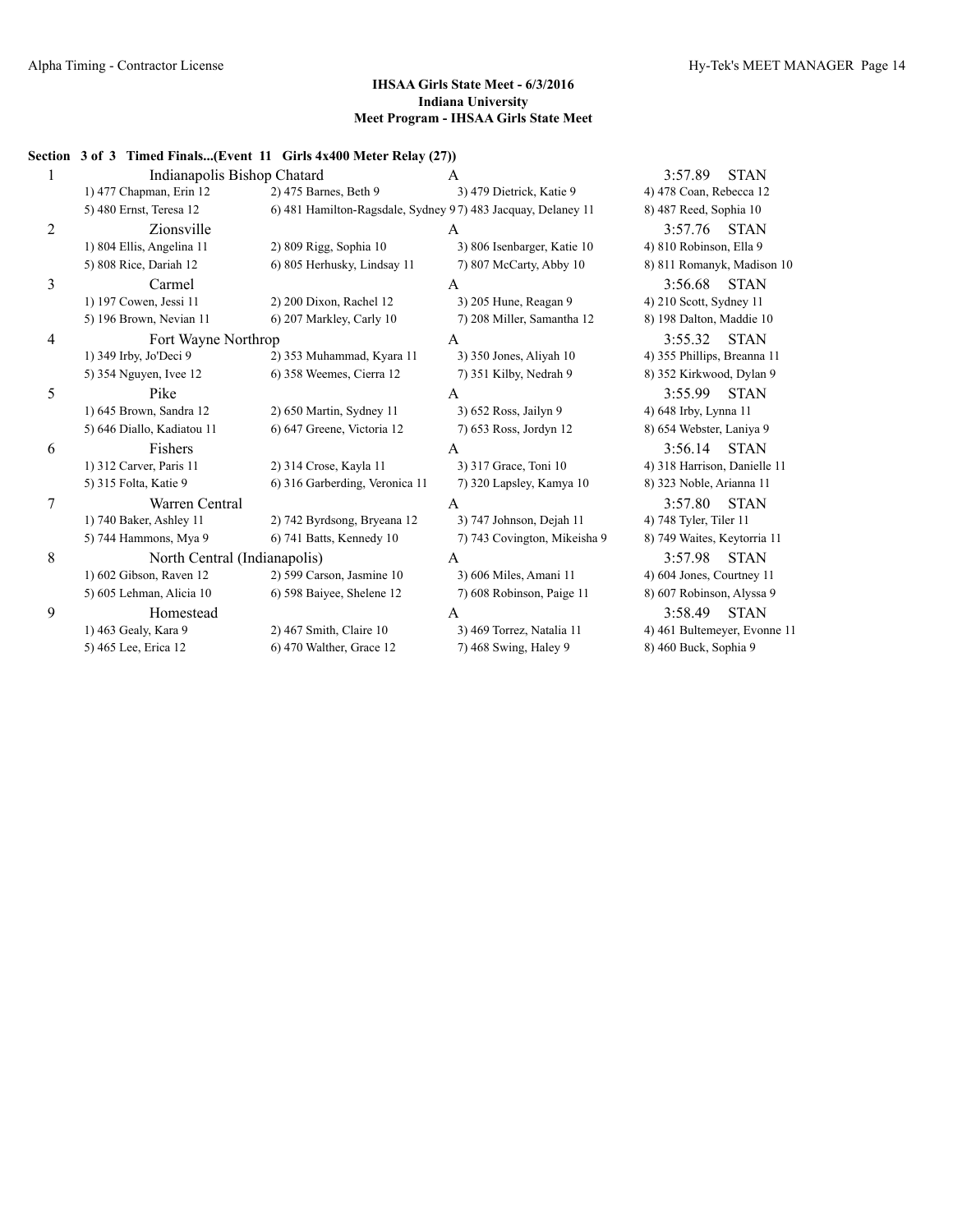**IHSAA Girls State Meet - 6/3/2016**
**Indiana University**
**Meet Program - IHSAA Girls State Meet**

**Section 3 of 3 Timed Finals...(Event 11 Girls 4x400 Meter Relay (27))**

| Lane | Team | Relay | Seed Time | |
|---|---|---|---|---|
| 1 | Indianapolis Bishop Chatard | A | 3:57.89 | STAN |
| | 1) 477 Chapman, Erin 12 | 2) 475 Barnes, Beth 9 | 3) 479 Dietrick, Katie 9 | 4) 478 Coan, Rebecca 12 |
| | 5) 480 Ernst, Teresa 12 | 6) 481 Hamilton-Ragsdale, Sydney 9 | 7) 483 Jacquay, Delaney 11 | 8) 487 Reed, Sophia 10 |
| 2 | Zionsville | A | 3:57.76 | STAN |
| | 1) 804 Ellis, Angelina 11 | 2) 809 Rigg, Sophia 10 | 3) 806 Isenbarger, Katie 10 | 4) 810 Robinson, Ella 9 |
| | 5) 808 Rice, Dariah 12 | 6) 805 Herhusky, Lindsay 11 | 7) 807 McCarty, Abby 10 | 8) 811 Romanyk, Madison 10 |
| 3 | Carmel | A | 3:56.68 | STAN |
| | 1) 197 Cowen, Jessi 11 | 2) 200 Dixon, Rachel 12 | 3) 205 Hune, Reagan 9 | 4) 210 Scott, Sydney 11 |
| | 5) 196 Brown, Nevian 11 | 6) 207 Markley, Carly 10 | 7) 208 Miller, Samantha 12 | 8) 198 Dalton, Maddie 10 |
| 4 | Fort Wayne Northrop | A | 3:55.32 | STAN |
| | 1) 349 Irby, Jo'Deci 9 | 2) 353 Muhammad, Kyara 11 | 3) 350 Jones, Aliyah 10 | 4) 355 Phillips, Breanna 11 |
| | 5) 354 Nguyen, Ivee 12 | 6) 358 Weemes, Cierra 12 | 7) 351 Kilby, Nedrah 9 | 8) 352 Kirkwood, Dylan 9 |
| 5 | Pike | A | 3:55.99 | STAN |
| | 1) 645 Brown, Sandra 12 | 2) 650 Martin, Sydney 11 | 3) 652 Ross, Jailyn 9 | 4) 648 Irby, Lynna 11 |
| | 5) 646 Diallo, Kadiatou 11 | 6) 647 Greene, Victoria 12 | 7) 653 Ross, Jordyn 12 | 8) 654 Webster, Laniya 9 |
| 6 | Fishers | A | 3:56.14 | STAN |
| | 1) 312 Carver, Paris 11 | 2) 314 Crose, Kayla 11 | 3) 317 Grace, Toni 10 | 4) 318 Harrison, Danielle 11 |
| | 5) 315 Folta, Katie 9 | 6) 316 Garberding, Veronica 11 | 7) 320 Lapsley, Kamya 10 | 8) 323 Noble, Arianna 11 |
| 7 | Warren Central | A | 3:57.80 | STAN |
| | 1) 740 Baker, Ashley 11 | 2) 742 Byrdsong, Bryeana 12 | 3) 747 Johnson, Dejah 11 | 4) 748 Tyler, Tiler 11 |
| | 5) 744 Hammons, Mya 9 | 6) 741 Batts, Kennedy 10 | 7) 743 Covington, Mikeisha 9 | 8) 749 Waites, Keytorria 11 |
| 8 | North Central (Indianapolis) | A | 3:57.98 | STAN |
| | 1) 602 Gibson, Raven 12 | 2) 599 Carson, Jasmine 10 | 3) 606 Miles, Amani 11 | 4) 604 Jones, Courtney 11 |
| | 5) 605 Lehman, Alicia 10 | 6) 598 Baiyee, Shelene 12 | 7) 608 Robinson, Paige 11 | 8) 607 Robinson, Alyssa 9 |
| 9 | Homestead | A | 3:58.49 | STAN |
| | 1) 463 Gealy, Kara 9 | 2) 467 Smith, Claire 10 | 3) 469 Torrez, Natalia 11 | 4) 461 Bultemeyer, Evonne 11 |
| | 5) 465 Lee, Erica 12 | 6) 470 Walther, Grace 12 | 7) 468 Swing, Haley 9 | 8) 460 Buck, Sophia 9 |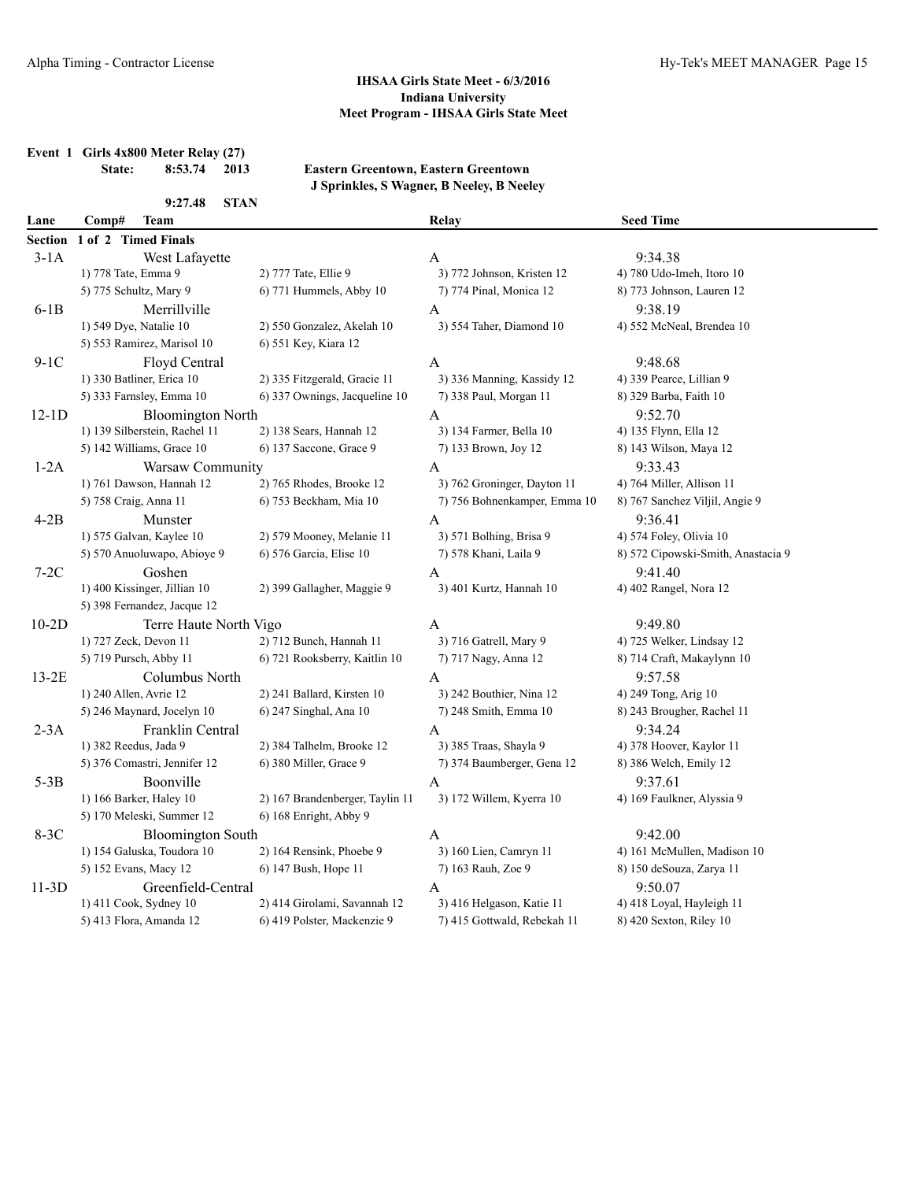### IHSAA Girls State Meet - 6/3/2016
### Indiana University
### Meet Program - IHSAA Girls State Meet

**Event 1 Girls 4x800 Meter Relay (27)**

**State: 8:53.74 2013 Eastern Greentown, Eastern Greentown**
**J Sprinkles, S Wagner, B Neeley, B Neeley**

**9:27.48 STAN**

| Lane | Comp# Team | | Relay | Seed Time |
|---|---|---|---|---|
| **Section 1 of 2 Timed Finals** | | | | |
| 3-1A | West Lafayette | | A | 9:34.38 |
| | 1) 778 Tate, Emma 9 | 2) 777 Tate, Ellie 9 | 3) 772 Johnson, Kristen 12 | 4) 780 Udo-Imeh, Itoro 10 |
| | 5) 775 Schultz, Mary 9 | 6) 771 Hummels, Abby 10 | 7) 774 Pinal, Monica 12 | 8) 773 Johnson, Lauren 12 |
| 6-1B | Merrillville | | A | 9:38.19 |
| | 1) 549 Dye, Natalie 10 | 2) 550 Gonzalez, Akelah 10 | 3) 554 Taher, Diamond 10 | 4) 552 McNeal, Brendea 10 |
| | 5) 553 Ramirez, Marisol 10 | 6) 551 Key, Kiara 12 | | |
| 9-1C | Floyd Central | | A | 9:48.68 |
| | 1) 330 Batliner, Erica 10 | 2) 335 Fitzgerald, Gracie 11 | 3) 336 Manning, Kassidy 12 | 4) 339 Pearce, Lillian 9 |
| | 5) 333 Farnsley, Emma 10 | 6) 337 Ownings, Jacqueline 10 | 7) 338 Paul, Morgan 11 | 8) 329 Barba, Faith 10 |
| 12-1D | Bloomington North | | A | 9:52.70 |
| | 1) 139 Silberstein, Rachel 11 | 2) 138 Sears, Hannah 12 | 3) 134 Farmer, Bella 10 | 4) 135 Flynn, Ella 12 |
| | 5) 142 Williams, Grace 10 | 6) 137 Saccone, Grace 9 | 7) 133 Brown, Joy 12 | 8) 143 Wilson, Maya 12 |
| 1-2A | Warsaw Community | | A | 9:33.43 |
| | 1) 761 Dawson, Hannah 12 | 2) 765 Rhodes, Brooke 12 | 3) 762 Groninger, Dayton 11 | 4) 764 Miller, Allison 11 |
| | 5) 758 Craig, Anna 11 | 6) 753 Beckham, Mia 10 | 7) 756 Bohnenkamper, Emma 10 | 8) 767 Sanchez Viljil, Angie 9 |
| 4-2B | Munster | | A | 9:36.41 |
| | 1) 575 Galvan, Kaylee 10 | 2) 579 Mooney, Melanie 11 | 3) 571 Bolhing, Brisa 9 | 4) 574 Foley, Olivia 10 |
| | 5) 570 Anuoluwapo, Abioye 9 | 6) 576 Garcia, Elise 10 | 7) 578 Khani, Laila 9 | 8) 572 Cipowski-Smith, Anastacia 9 |
| 7-2C | Goshen | | A | 9:41.40 |
| | 1) 400 Kissinger, Jillian 10 | 2) 399 Gallagher, Maggie 9 | 3) 401 Kurtz, Hannah 10 | 4) 402 Rangel, Nora 12 |
| | 5) 398 Fernandez, Jacque 12 | | | |
| 10-2D | Terre Haute North Vigo | | A | 9:49.80 |
| | 1) 727 Zeck, Devon 11 | 2) 712 Bunch, Hannah 11 | 3) 716 Gatrell, Mary 9 | 4) 725 Welker, Lindsay 12 |
| | 5) 719 Pursch, Abby 11 | 6) 721 Rooksberry, Kaitlin 10 | 7) 717 Nagy, Anna 12 | 8) 714 Craft, Makaylynn 10 |
| 13-2E | Columbus North | | A | 9:57.58 |
| | 1) 240 Allen, Avrie 12 | 2) 241 Ballard, Kirsten 10 | 3) 242 Bouthier, Nina 12 | 4) 249 Tong, Arig 10 |
| | 5) 246 Maynard, Jocelyn 10 | 6) 247 Singhal, Ana 10 | 7) 248 Smith, Emma 10 | 8) 243 Brougher, Rachel 11 |
| 2-3A | Franklin Central | | A | 9:34.24 |
| | 1) 382 Reedus, Jada 9 | 2) 384 Talhelm, Brooke 12 | 3) 385 Traas, Shayla 9 | 4) 378 Hoover, Kaylor 11 |
| | 5) 376 Comastri, Jennifer 12 | 6) 380 Miller, Grace 9 | 7) 374 Baumberger, Gena 12 | 8) 386 Welch, Emily 12 |
| 5-3B | Boonville | | A | 9:37.61 |
| | 1) 166 Barker, Haley 10 | 2) 167 Brandenberger, Taylin 11 | 3) 172 Willem, Kyerra 10 | 4) 169 Faulkner, Alyssia 9 |
| | 5) 170 Meleski, Summer 12 | 6) 168 Enright, Abby 9 | | |
| 8-3C | Bloomington South | | A | 9:42.00 |
| | 1) 154 Galuska, Toudora 10 | 2) 164 Rensink, Phoebe 9 | 3) 160 Lien, Camryn 11 | 4) 161 McMullen, Madison 10 |
| | 5) 152 Evans, Macy 12 | 6) 147 Bush, Hope 11 | 7) 163 Rauh, Zoe 9 | 8) 150 deSouza, Zarya 11 |
| 11-3D | Greenfield-Central | | A | 9:50.07 |
| | 1) 411 Cook, Sydney 10 | 2) 414 Girolami, Savannah 12 | 3) 416 Helgason, Katie 11 | 4) 418 Loyal, Hayleigh 11 |
| | 5) 413 Flora, Amanda 12 | 6) 419 Polster, Mackenzie 9 | 7) 415 Gottwald, Rebekah 11 | 8) 420 Sexton, Riley 10 |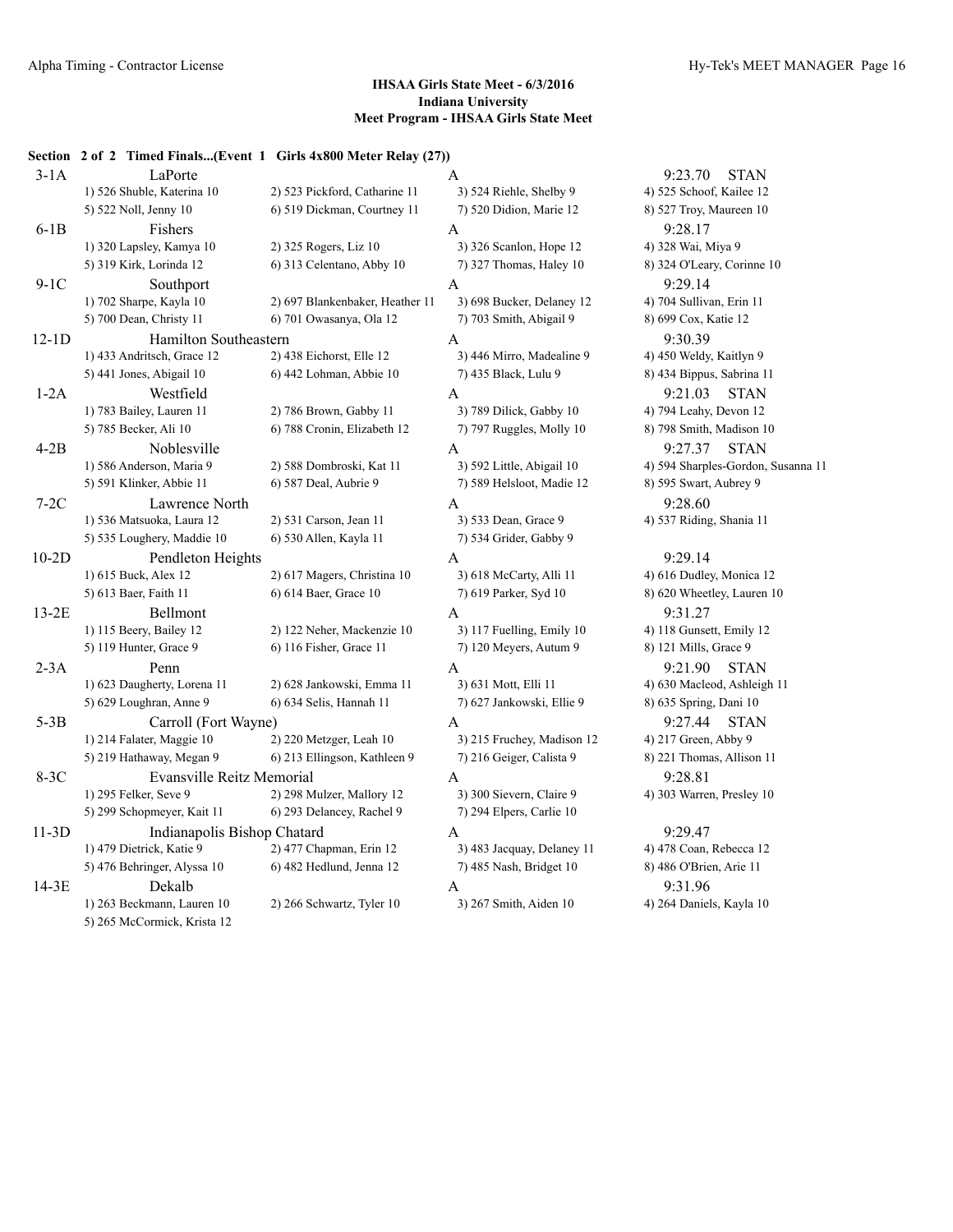**IHSAA Girls State Meet - 6/3/2016**
**Indiana University**
**Meet Program - IHSAA Girls State Meet**

**Section 2 of 2 Timed Finals...(Event 1 Girls 4x800 Meter Relay (27))**

| Lane | Team | Relay | Seed |
|---|---|---|---|
| 3-1A | LaPorte | A | 9:23.70 STAN |
| | 1) 526 Shuble, Katerina 10 · 2) 523 Pickford, Catharine 11 · 3) 524 Riehle, Shelby 9 · 4) 525 Schoof, Kailee 12 · 5) 522 Noll, Jenny 10 · 6) 519 Dickman, Courtney 11 · 7) 520 Didion, Marie 12 · 8) 527 Troy, Maureen 10 | | |
| 6-1B | Fishers | A | 9:28.17 |
| | 1) 320 Lapsley, Kamya 10 · 2) 325 Rogers, Liz 10 · 3) 326 Scanlon, Hope 12 · 4) 328 Wai, Miya 9 · 5) 319 Kirk, Lorinda 12 · 6) 313 Celentano, Abby 10 · 7) 327 Thomas, Haley 10 · 8) 324 O'Leary, Corinne 10 | | |
| 9-1C | Southport | A | 9:29.14 |
| | 1) 702 Sharpe, Kayla 10 · 2) 697 Blankenbaker, Heather 11 · 3) 698 Bucker, Delaney 12 · 4) 704 Sullivan, Erin 11 · 5) 700 Dean, Christy 11 · 6) 701 Owasanya, Ola 12 · 7) 703 Smith, Abigail 9 · 8) 699 Cox, Katie 12 | | |
| 12-1D | Hamilton Southeastern | A | 9:30.39 |
| | 1) 433 Andritsch, Grace 12 · 2) 438 Eichorst, Elle 12 · 3) 446 Mirro, Madealine 9 · 4) 450 Weldy, Kaitlyn 9 · 5) 441 Jones, Abigail 10 · 6) 442 Lohman, Abbie 10 · 7) 435 Black, Lulu 9 · 8) 434 Bippus, Sabrina 11 | | |
| 1-2A | Westfield | A | 9:21.03 STAN |
| | 1) 783 Bailey, Lauren 11 · 2) 786 Brown, Gabby 11 · 3) 789 Dilick, Gabby 10 · 4) 794 Leahy, Devon 12 · 5) 785 Becker, Ali 10 · 6) 788 Cronin, Elizabeth 12 · 7) 797 Ruggles, Molly 10 · 8) 798 Smith, Madison 10 | | |
| 4-2B | Noblesville | A | 9:27.37 STAN |
| | 1) 586 Anderson, Maria 9 · 2) 588 Dombroski, Kat 11 · 3) 592 Little, Abigail 10 · 4) 594 Sharples-Gordon, Susanna 11 · 5) 591 Klinker, Abbie 11 · 6) 587 Deal, Aubrie 9 · 7) 589 Helsloot, Madie 12 · 8) 595 Swart, Aubrey 9 | | |
| 7-2C | Lawrence North | A | 9:28.60 |
| | 1) 536 Matsuoka, Laura 12 · 2) 531 Carson, Jean 11 · 3) 533 Dean, Grace 9 · 4) 537 Riding, Shania 11 · 5) 535 Loughery, Maddie 10 · 6) 530 Allen, Kayla 11 · 7) 534 Grider, Gabby 9 | | |
| 10-2D | Pendleton Heights | A | 9:29.14 |
| | 1) 615 Buck, Alex 12 · 2) 617 Magers, Christina 10 · 3) 618 McCarty, Alli 11 · 4) 616 Dudley, Monica 12 · 5) 613 Baer, Faith 11 · 6) 614 Baer, Grace 10 · 7) 619 Parker, Syd 10 · 8) 620 Wheetley, Lauren 10 | | |
| 13-2E | Bellmont | A | 9:31.27 |
| | 1) 115 Beery, Bailey 12 · 2) 122 Neher, Mackenzie 10 · 3) 117 Fuelling, Emily 10 · 4) 118 Gunsett, Emily 12 · 5) 119 Hunter, Grace 9 · 6) 116 Fisher, Grace 11 · 7) 120 Meyers, Autum 9 · 8) 121 Mills, Grace 9 | | |
| 2-3A | Penn | A | 9:21.90 STAN |
| | 1) 623 Daugherty, Lorena 11 · 2) 628 Jankowski, Emma 11 · 3) 631 Mott, Elli 11 · 4) 630 Macleod, Ashleigh 11 · 5) 629 Loughran, Anne 9 · 6) 634 Selis, Hannah 11 · 7) 627 Jankowski, Ellie 9 · 8) 635 Spring, Dani 10 | | |
| 5-3B | Carroll (Fort Wayne) | A | 9:27.44 STAN |
| | 1) 214 Falater, Maggie 10 · 2) 220 Metzger, Leah 10 · 3) 215 Fruchey, Madison 12 · 4) 217 Green, Abby 9 · 5) 219 Hathaway, Megan 9 · 6) 213 Ellingson, Kathleen 9 · 7) 216 Geiger, Calista 9 · 8) 221 Thomas, Allison 11 | | |
| 8-3C | Evansville Reitz Memorial | A | 9:28.81 |
| | 1) 295 Felker, Seve 9 · 2) 298 Mulzer, Mallory 12 · 3) 300 Sievern, Claire 9 · 4) 303 Warren, Presley 10 · 5) 299 Schopmeyer, Kait 11 · 6) 293 Delancey, Rachel 9 · 7) 294 Elpers, Carlie 10 | | |
| 11-3D | Indianapolis Bishop Chatard | A | 9:29.47 |
| | 1) 479 Dietrick, Katie 9 · 2) 477 Chapman, Erin 12 · 3) 483 Jacquay, Delaney 11 · 4) 478 Coan, Rebecca 12 · 5) 476 Behringer, Alyssa 10 · 6) 482 Hedlund, Jenna 12 · 7) 485 Nash, Bridget 10 · 8) 486 O'Brien, Arie 11 | | |
| 14-3E | Dekalb | A | 9:31.96 |
| | 1) 263 Beckmann, Lauren 10 · 2) 266 Schwartz, Tyler 10 · 3) 267 Smith, Aiden 10 · 4) 264 Daniels, Kayla 10 · 5) 265 McCormick, Krista 12 | | |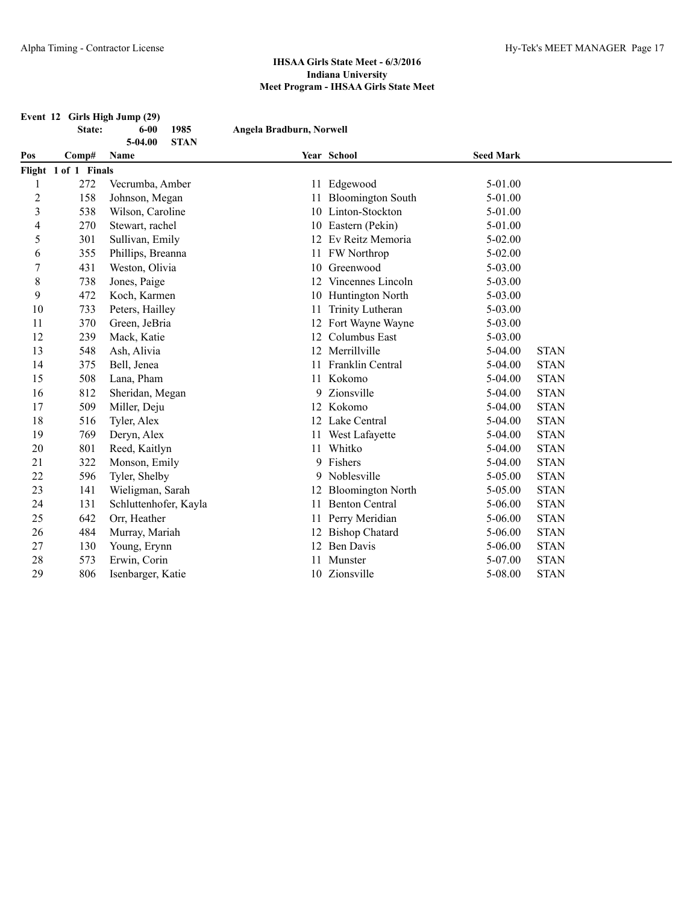## IHSAA Girls State Meet - 6/3/2016
## Indiana University
## Meet Program - IHSAA Girls State Meet

**Event 12 Girls High Jump (29)**

**State: 6-00 1985 Angela Bradburn, Norwell**
**5-04.00 STAN**

| Pos | Comp# | Name | Year | School | Seed Mark | |
|---|---|---|---|---|---|---|
| **Flight 1 of 1 Finals** | | | | | | |
| 1 | 272 | Vecrumba, Amber | 11 | Edgewood | 5-01.00 | |
| 2 | 158 | Johnson, Megan | 11 | Bloomington South | 5-01.00 | |
| 3 | 538 | Wilson, Caroline | 10 | Linton-Stockton | 5-01.00 | |
| 4 | 270 | Stewart, rachel | 10 | Eastern (Pekin) | 5-01.00 | |
| 5 | 301 | Sullivan, Emily | 12 | Ev Reitz Memoria | 5-02.00 | |
| 6 | 355 | Phillips, Breanna | 11 | FW Northrop | 5-02.00 | |
| 7 | 431 | Weston, Olivia | 10 | Greenwood | 5-03.00 | |
| 8 | 738 | Jones, Paige | 12 | Vincennes Lincoln | 5-03.00 | |
| 9 | 472 | Koch, Karmen | 10 | Huntington North | 5-03.00 | |
| 10 | 733 | Peters, Hailley | 11 | Trinity Lutheran | 5-03.00 | |
| 11 | 370 | Green, JeBria | 12 | Fort Wayne Wayne | 5-03.00 | |
| 12 | 239 | Mack, Katie | 12 | Columbus East | 5-03.00 | |
| 13 | 548 | Ash, Alivia | 12 | Merrillville | 5-04.00 | STAN |
| 14 | 375 | Bell, Jenea | 11 | Franklin Central | 5-04.00 | STAN |
| 15 | 508 | Lana, Pham | 11 | Kokomo | 5-04.00 | STAN |
| 16 | 812 | Sheridan, Megan | 9 | Zionsville | 5-04.00 | STAN |
| 17 | 509 | Miller, Deju | 12 | Kokomo | 5-04.00 | STAN |
| 18 | 516 | Tyler, Alex | 12 | Lake Central | 5-04.00 | STAN |
| 19 | 769 | Deryn, Alex | 11 | West Lafayette | 5-04.00 | STAN |
| 20 | 801 | Reed, Kaitlyn | 11 | Whitko | 5-04.00 | STAN |
| 21 | 322 | Monson, Emily | 9 | Fishers | 5-04.00 | STAN |
| 22 | 596 | Tyler, Shelby | 9 | Noblesville | 5-05.00 | STAN |
| 23 | 141 | Wieligman, Sarah | 12 | Bloomington North | 5-05.00 | STAN |
| 24 | 131 | Schluttenhofer, Kayla | 11 | Benton Central | 5-06.00 | STAN |
| 25 | 642 | Orr, Heather | 11 | Perry Meridian | 5-06.00 | STAN |
| 26 | 484 | Murray, Mariah | 12 | Bishop Chatard | 5-06.00 | STAN |
| 27 | 130 | Young, Erynn | 12 | Ben Davis | 5-06.00 | STAN |
| 28 | 573 | Erwin, Corin | 11 | Munster | 5-07.00 | STAN |
| 29 | 806 | Isenbarger, Katie | 10 | Zionsville | 5-08.00 | STAN |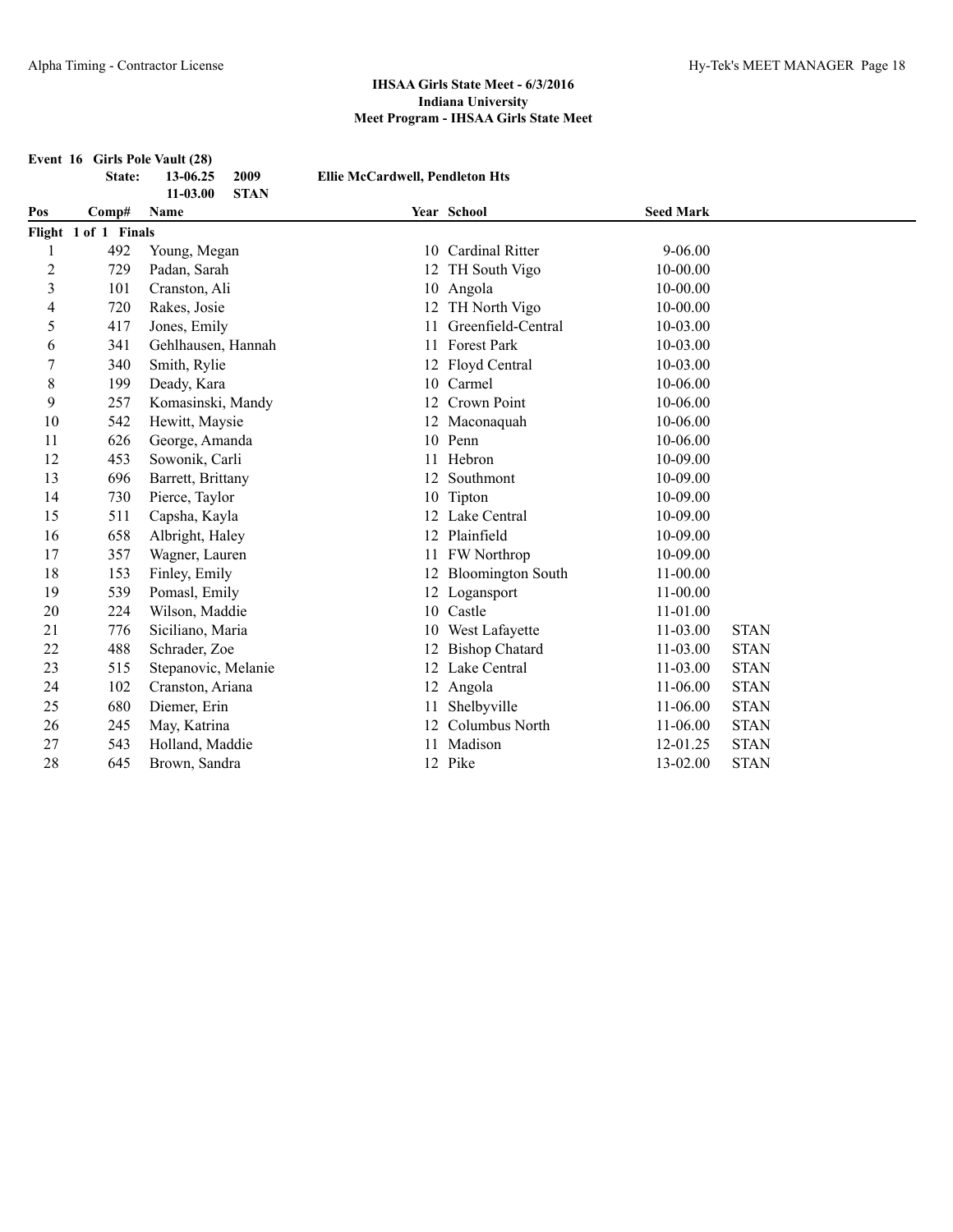**IHSAA Girls State Meet - 6/3/2016**
**Indiana University**
**Meet Program - IHSAA Girls State Meet**

**Event 16 Girls Pole Vault (28)**

| | | | | |
|---|---|---|---|---|
| State: | 13-06.25 | 2009 | Ellie McCardwell, Pendleton Hts | |
| | 11-03.00 | STAN | | |

**Flight 1 of 1 Finals**

| Pos | Comp# | Name | Year | School | Seed Mark | |
|---|---|---|---|---|---|---|
| 1 | 492 | Young, Megan | 10 | Cardinal Ritter | 9-06.00 | |
| 2 | 729 | Padan, Sarah | 12 | TH South Vigo | 10-00.00 | |
| 3 | 101 | Cranston, Ali | 10 | Angola | 10-00.00 | |
| 4 | 720 | Rakes, Josie | 12 | TH North Vigo | 10-00.00 | |
| 5 | 417 | Jones, Emily | 11 | Greenfield-Central | 10-03.00 | |
| 6 | 341 | Gehlhausen, Hannah | 11 | Forest Park | 10-03.00 | |
| 7 | 340 | Smith, Rylie | 12 | Floyd Central | 10-03.00 | |
| 8 | 199 | Deady, Kara | 10 | Carmel | 10-06.00 | |
| 9 | 257 | Komasinski, Mandy | 12 | Crown Point | 10-06.00 | |
| 10 | 542 | Hewitt, Maysie | 12 | Maconaquah | 10-06.00 | |
| 11 | 626 | George, Amanda | 10 | Penn | 10-06.00 | |
| 12 | 453 | Sowonik, Carli | 11 | Hebron | 10-09.00 | |
| 13 | 696 | Barrett, Brittany | 12 | Southmont | 10-09.00 | |
| 14 | 730 | Pierce, Taylor | 10 | Tipton | 10-09.00 | |
| 15 | 511 | Capsha, Kayla | 12 | Lake Central | 10-09.00 | |
| 16 | 658 | Albright, Haley | 12 | Plainfield | 10-09.00 | |
| 17 | 357 | Wagner, Lauren | 11 | FW Northrop | 10-09.00 | |
| 18 | 153 | Finley, Emily | 12 | Bloomington South | 11-00.00 | |
| 19 | 539 | Pomasl, Emily | 12 | Logansport | 11-00.00 | |
| 20 | 224 | Wilson, Maddie | 10 | Castle | 11-01.00 | |
| 21 | 776 | Siciliano, Maria | 10 | West Lafayette | 11-03.00 | STAN |
| 22 | 488 | Schrader, Zoe | 12 | Bishop Chatard | 11-03.00 | STAN |
| 23 | 515 | Stepanovic, Melanie | 12 | Lake Central | 11-03.00 | STAN |
| 24 | 102 | Cranston, Ariana | 12 | Angola | 11-06.00 | STAN |
| 25 | 680 | Diemer, Erin | 11 | Shelbyville | 11-06.00 | STAN |
| 26 | 245 | May, Katrina | 12 | Columbus North | 11-06.00 | STAN |
| 27 | 543 | Holland, Maddie | 11 | Madison | 12-01.25 | STAN |
| 28 | 645 | Brown, Sandra | 12 | Pike | 13-02.00 | STAN |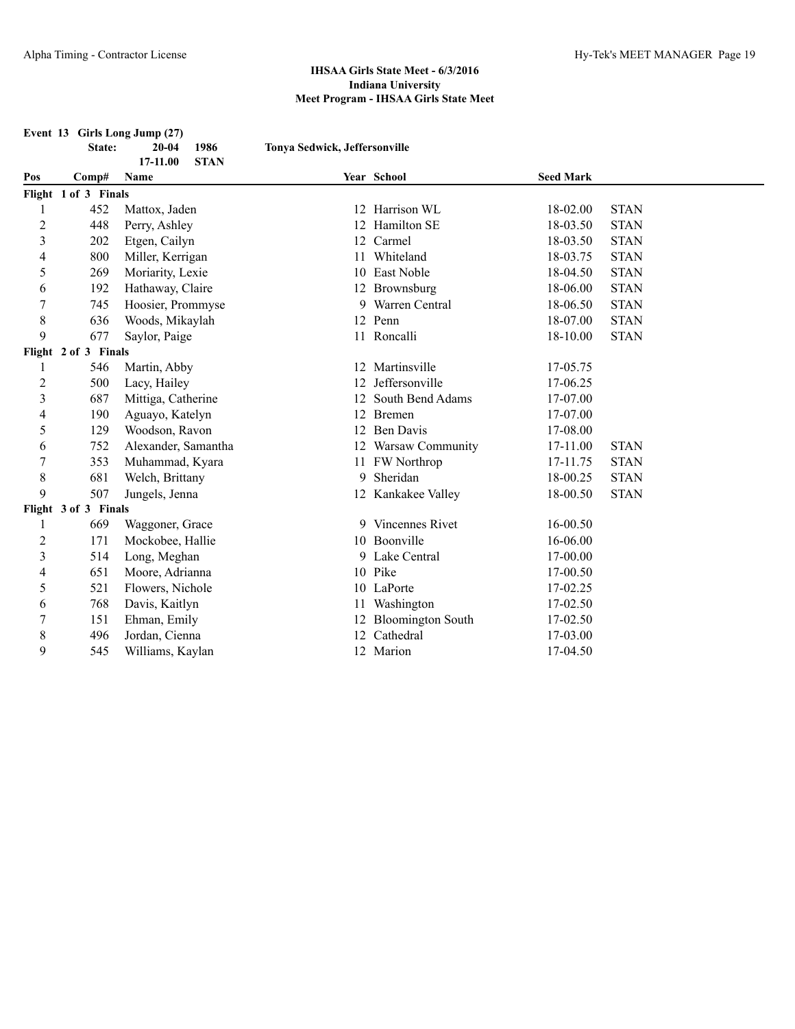## IHSAA Girls State Meet - 6/3/2016
## Indiana University
## Meet Program - IHSAA Girls State Meet

### Event 13 Girls Long Jump (27)

State: 20-04 1986 Tonya Sedwick, Jeffersonville
17-11.00 STAN

| Pos | Comp# | Name | Year | School | Seed Mark | |
|---|---|---|---|---|---|---|
| **Flight 1 of 3 Finals** | | | | | | |
| 1 | 452 | Mattox, Jaden | 12 | Harrison WL | 18-02.00 | STAN |
| 2 | 448 | Perry, Ashley | 12 | Hamilton SE | 18-03.50 | STAN |
| 3 | 202 | Etgen, Cailyn | 12 | Carmel | 18-03.50 | STAN |
| 4 | 800 | Miller, Kerrigan | 11 | Whiteland | 18-03.75 | STAN |
| 5 | 269 | Moriarity, Lexie | 10 | East Noble | 18-04.50 | STAN |
| 6 | 192 | Hathaway, Claire | 12 | Brownsburg | 18-06.00 | STAN |
| 7 | 745 | Hoosier, Prommyse | 9 | Warren Central | 18-06.50 | STAN |
| 8 | 636 | Woods, Mikaylah | 12 | Penn | 18-07.00 | STAN |
| 9 | 677 | Saylor, Paige | 11 | Roncalli | 18-10.00 | STAN |
| **Flight 2 of 3 Finals** | | | | | | |
| 1 | 546 | Martin, Abby | 12 | Martinsville | 17-05.75 | |
| 2 | 500 | Lacy, Hailey | 12 | Jeffersonville | 17-06.25 | |
| 3 | 687 | Mittiga, Catherine | 12 | South Bend Adams | 17-07.00 | |
| 4 | 190 | Aguayo, Katelyn | 12 | Bremen | 17-07.00 | |
| 5 | 129 | Woodson, Ravon | 12 | Ben Davis | 17-08.00 | |
| 6 | 752 | Alexander, Samantha | 12 | Warsaw Community | 17-11.00 | STAN |
| 7 | 353 | Muhammad, Kyara | 11 | FW Northrop | 17-11.75 | STAN |
| 8 | 681 | Welch, Brittany | 9 | Sheridan | 18-00.25 | STAN |
| 9 | 507 | Jungels, Jenna | 12 | Kankakee Valley | 18-00.50 | STAN |
| **Flight 3 of 3 Finals** | | | | | | |
| 1 | 669 | Waggoner, Grace | 9 | Vincennes Rivet | 16-00.50 | |
| 2 | 171 | Mockobee, Hallie | 10 | Boonville | 16-06.00 | |
| 3 | 514 | Long, Meghan | 9 | Lake Central | 17-00.00 | |
| 4 | 651 | Moore, Adrianna | 10 | Pike | 17-00.50 | |
| 5 | 521 | Flowers, Nichole | 10 | LaPorte | 17-02.25 | |
| 6 | 768 | Davis, Kaitlyn | 11 | Washington | 17-02.50 | |
| 7 | 151 | Ehman, Emily | 12 | Bloomington South | 17-02.50 | |
| 8 | 496 | Jordan, Cienna | 12 | Cathedral | 17-03.00 | |
| 9 | 545 | Williams, Kaylan | 12 | Marion | 17-04.50 | |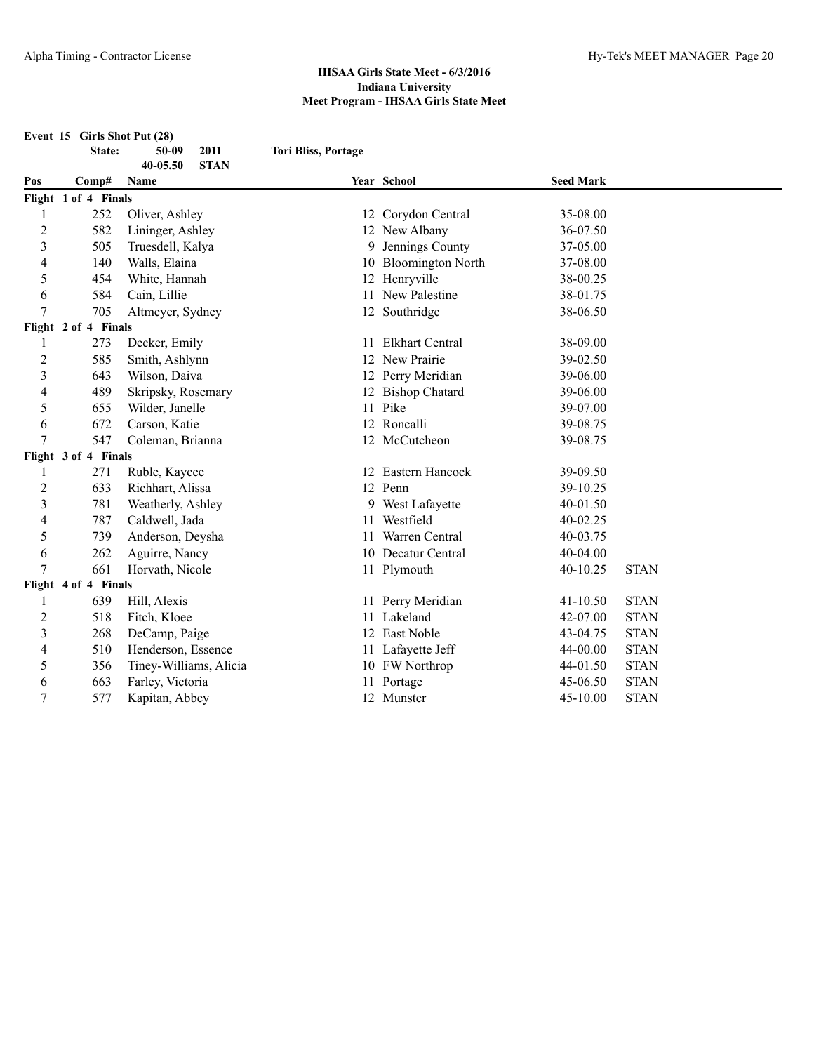## IHSAA Girls State Meet - 6/3/2016
## Indiana University
## Meet Program - IHSAA Girls State Meet

**Event 15 Girls Shot Put (28)**

| | | | | |
|---|---|---|---|---|
| **State:** | **50-09** | **2011** | **Tori Bliss, Portage** | |
| | **40-05.50** | **STAN** | | |

| Pos | Comp# | Name | Year | School | Seed Mark | |
|---|---|---|---|---|---|---|
| **Flight 1 of 4 Finals** | | | | | | |
| 1 | 252 | Oliver, Ashley | 12 | Corydon Central | 35-08.00 | |
| 2 | 582 | Lininger, Ashley | 12 | New Albany | 36-07.50 | |
| 3 | 505 | Truesdell, Kalya | 9 | Jennings County | 37-05.00 | |
| 4 | 140 | Walls, Elaina | 10 | Bloomington North | 37-08.00 | |
| 5 | 454 | White, Hannah | 12 | Henryville | 38-00.25 | |
| 6 | 584 | Cain, Lillie | 11 | New Palestine | 38-01.75 | |
| 7 | 705 | Altmeyer, Sydney | 12 | Southridge | 38-06.50 | |
| **Flight 2 of 4 Finals** | | | | | | |
| 1 | 273 | Decker, Emily | 11 | Elkhart Central | 38-09.00 | |
| 2 | 585 | Smith, Ashlynn | 12 | New Prairie | 39-02.50 | |
| 3 | 643 | Wilson, Daiva | 12 | Perry Meridian | 39-06.00 | |
| 4 | 489 | Skripsky, Rosemary | 12 | Bishop Chatard | 39-06.00 | |
| 5 | 655 | Wilder, Janelle | 11 | Pike | 39-07.00 | |
| 6 | 672 | Carson, Katie | 12 | Roncalli | 39-08.75 | |
| 7 | 547 | Coleman, Brianna | 12 | McCutcheon | 39-08.75 | |
| **Flight 3 of 4 Finals** | | | | | | |
| 1 | 271 | Ruble, Kaycee | 12 | Eastern Hancock | 39-09.50 | |
| 2 | 633 | Richhart, Alissa | 12 | Penn | 39-10.25 | |
| 3 | 781 | Weatherly, Ashley | 9 | West Lafayette | 40-01.50 | |
| 4 | 787 | Caldwell, Jada | 11 | Westfield | 40-02.25 | |
| 5 | 739 | Anderson, Deysha | 11 | Warren Central | 40-03.75 | |
| 6 | 262 | Aguirre, Nancy | 10 | Decatur Central | 40-04.00 | |
| 7 | 661 | Horvath, Nicole | 11 | Plymouth | 40-10.25 | STAN |
| **Flight 4 of 4 Finals** | | | | | | |
| 1 | 639 | Hill, Alexis | 11 | Perry Meridian | 41-10.50 | STAN |
| 2 | 518 | Fitch, Kloee | 11 | Lakeland | 42-07.00 | STAN |
| 3 | 268 | DeCamp, Paige | 12 | East Noble | 43-04.75 | STAN |
| 4 | 510 | Henderson, Essence | 11 | Lafayette Jeff | 44-00.00 | STAN |
| 5 | 356 | Tiney-Williams, Alicia | 10 | FW Northrop | 44-01.50 | STAN |
| 6 | 663 | Farley, Victoria | 11 | Portage | 45-06.50 | STAN |
| 7 | 577 | Kapitan, Abbey | 12 | Munster | 45-10.00 | STAN |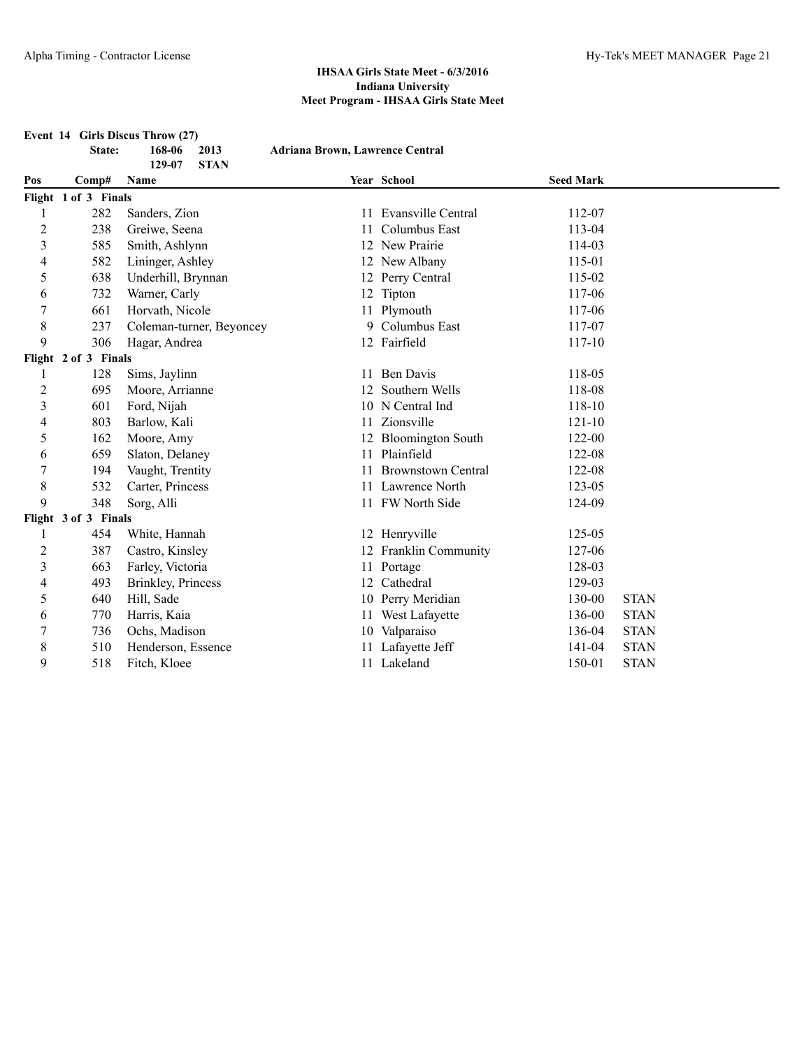## IHSAA Girls State Meet - 6/3/2016
## Indiana University
## Meet Program - IHSAA Girls State Meet

**Event 14 Girls Discus Throw (27)**

| | | | | |
|---|---|---|---|---|
| **State:** | **168-06** | **2013** | **Adriana Brown, Lawrence Central** |
| | **129-07** | **STAN** | |

| Pos | Comp# | Name | Year | School | Seed Mark | |
|---|---|---|---|---|---|---|
| **Flight 1 of 3 Finals** | | | | | | |
| 1 | 282 | Sanders, Zion | 11 | Evansville Central | 112-07 | |
| 2 | 238 | Greiwe, Seena | 11 | Columbus East | 113-04 | |
| 3 | 585 | Smith, Ashlynn | 12 | New Prairie | 114-03 | |
| 4 | 582 | Lininger, Ashley | 12 | New Albany | 115-01 | |
| 5 | 638 | Underhill, Brynnan | 12 | Perry Central | 115-02 | |
| 6 | 732 | Warner, Carly | 12 | Tipton | 117-06 | |
| 7 | 661 | Horvath, Nicole | 11 | Plymouth | 117-06 | |
| 8 | 237 | Coleman-turner, Beyoncey | 9 | Columbus East | 117-07 | |
| 9 | 306 | Hagar, Andrea | 12 | Fairfield | 117-10 | |
| **Flight 2 of 3 Finals** | | | | | | |
| 1 | 128 | Sims, Jaylinn | 11 | Ben Davis | 118-05 | |
| 2 | 695 | Moore, Arrianne | 12 | Southern Wells | 118-08 | |
| 3 | 601 | Ford, Nijah | 10 | N Central Ind | 118-10 | |
| 4 | 803 | Barlow, Kali | 11 | Zionsville | 121-10 | |
| 5 | 162 | Moore, Amy | 12 | Bloomington South | 122-00 | |
| 6 | 659 | Slaton, Delaney | 11 | Plainfield | 122-08 | |
| 7 | 194 | Vaught, Trentity | 11 | Brownstown Central | 122-08 | |
| 8 | 532 | Carter, Princess | 11 | Lawrence North | 123-05 | |
| 9 | 348 | Sorg, Alli | 11 | FW North Side | 124-09 | |
| **Flight 3 of 3 Finals** | | | | | | |
| 1 | 454 | White, Hannah | 12 | Henryville | 125-05 | |
| 2 | 387 | Castro, Kinsley | 12 | Franklin Community | 127-06 | |
| 3 | 663 | Farley, Victoria | 11 | Portage | 128-03 | |
| 4 | 493 | Brinkley, Princess | 12 | Cathedral | 129-03 | |
| 5 | 640 | Hill, Sade | 10 | Perry Meridian | 130-00 | STAN |
| 6 | 770 | Harris, Kaia | 11 | West Lafayette | 136-00 | STAN |
| 7 | 736 | Ochs, Madison | 10 | Valparaiso | 136-04 | STAN |
| 8 | 510 | Henderson, Essence | 11 | Lafayette Jeff | 141-04 | STAN |
| 9 | 518 | Fitch, Kloee | 11 | Lakeland | 150-01 | STAN |